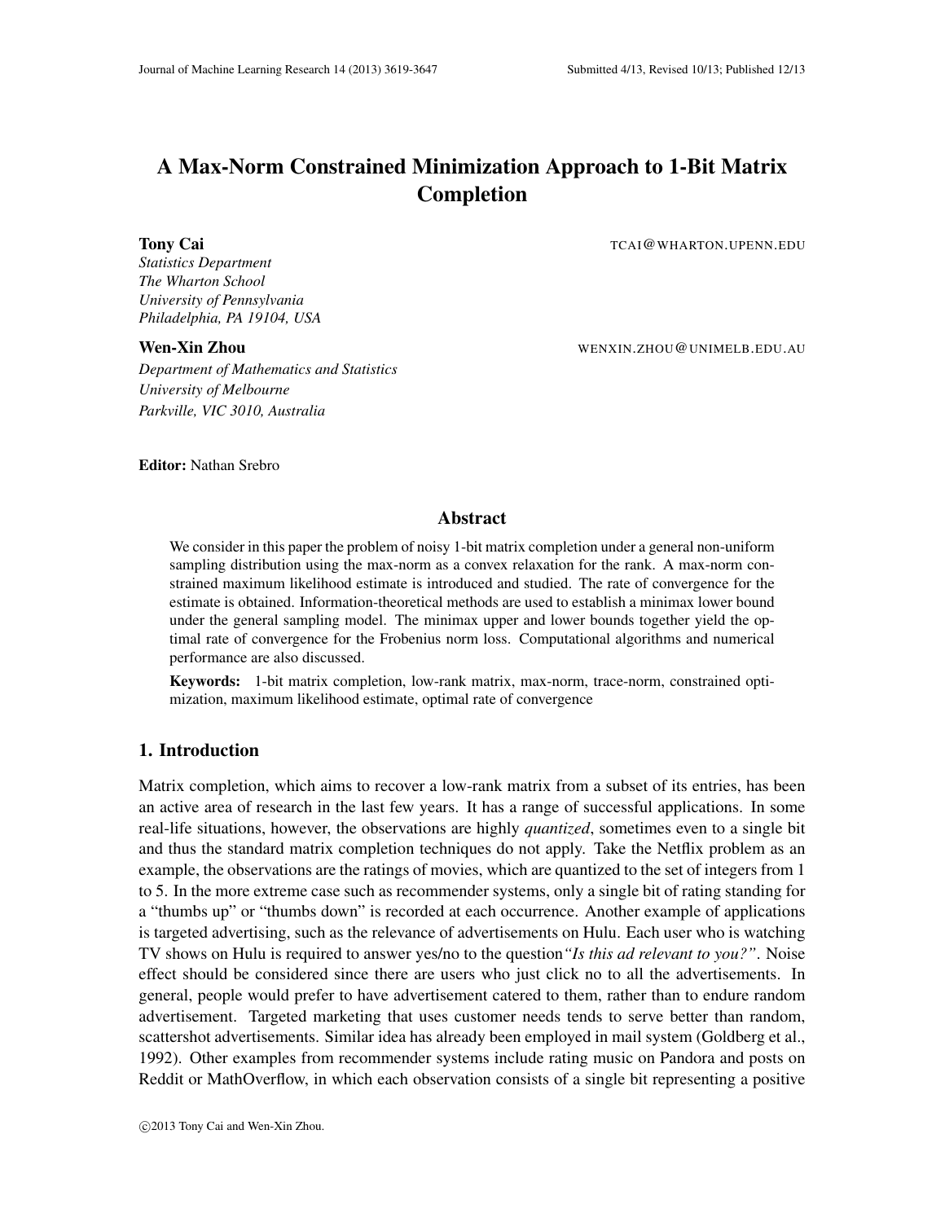# A Max-Norm Constrained Minimization Approach to 1-Bit Matrix Completion

**Tony Cai** TCAI@WHARTON.UPENN.EDU

*Statistics Department*
*The Wharton School*
*University of Pennsylvania*
*Philadelphia, PA 19104, USA*

**Wen-Xin Zhou** WENXIN.ZHOU@UNIMELB.EDU.AU

*Department of Mathematics and Statistics*
*University of Melbourne*
*Parkville, VIC 3010, Australia*

**Editor:** Nathan Srebro

## Abstract

We consider in this paper the problem of noisy 1-bit matrix completion under a general non-uniform sampling distribution using the max-norm as a convex relaxation for the rank. A max-norm constrained maximum likelihood estimate is introduced and studied. The rate of convergence for the estimate is obtained. Information-theoretical methods are used to establish a minimax lower bound under the general sampling model. The minimax upper and lower bounds together yield the optimal rate of convergence for the Frobenius norm loss. Computational algorithms and numerical performance are also discussed.

**Keywords:** 1-bit matrix completion, low-rank matrix, max-norm, trace-norm, constrained optimization, maximum likelihood estimate, optimal rate of convergence

## 1. Introduction

Matrix completion, which aims to recover a low-rank matrix from a subset of its entries, has been an active area of research in the last few years. It has a range of successful applications. In some real-life situations, however, the observations are highly *quantized*, sometimes even to a single bit and thus the standard matrix completion techniques do not apply. Take the Netflix problem as an example, the observations are the ratings of movies, which are quantized to the set of integers from 1 to 5. In the more extreme case such as recommender systems, only a single bit of rating standing for a "thumbs up" or "thumbs down" is recorded at each occurrence. Another example of applications is targeted advertising, such as the relevance of advertisements on Hulu. Each user who is watching TV shows on Hulu is required to answer yes/no to the question *"Is this ad relevant to you?"*. Noise effect should be considered since there are users who just click no to all the advertisements. In general, people would prefer to have advertisement catered to them, rather than to endure random advertisement. Targeted marketing that uses customer needs tends to serve better than random, scattershot advertisements. Similar idea has already been employed in mail system (Goldberg et al., 1992). Other examples from recommender systems include rating music on Pandora and posts on Reddit or MathOverflow, in which each observation consists of a single bit representing a positive

©2013 Tony Cai and Wen-Xin Zhou.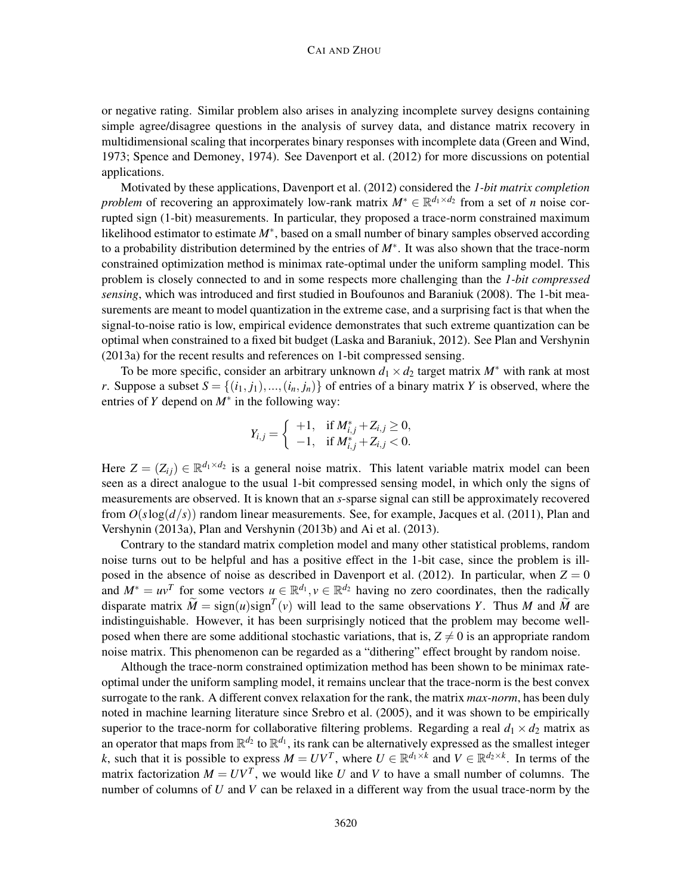or negative rating. Similar problem also arises in analyzing incomplete survey designs containing simple agree/disagree questions in the analysis of survey data, and distance matrix recovery in multidimensional scaling that incorperates binary responses with incomplete data (Green and Wind, 1973; Spence and Demoney, 1974). See Davenport et al. (2012) for more discussions on potential applications.

Motivated by these applications, Davenport et al. (2012) considered the *1-bit matrix completion problem* of recovering an approximately low-rank matrix $M^* \in \mathbb{R}^{d_1 \times d_2}$ from a set of $n$ noise corrupted sign (1-bit) measurements. In particular, they proposed a trace-norm constrained maximum likelihood estimator to estimate $M^*$, based on a small number of binary samples observed according to a probability distribution determined by the entries of $M^*$. It was also shown that the trace-norm constrained optimization method is minimax rate-optimal under the uniform sampling model. This problem is closely connected to and in some respects more challenging than the *1-bit compressed sensing*, which was introduced and first studied in Boufounos and Baraniuk (2008). The 1-bit measurements are meant to model quantization in the extreme case, and a surprising fact is that when the signal-to-noise ratio is low, empirical evidence demonstrates that such extreme quantization can be optimal when constrained to a fixed bit budget (Laska and Baraniuk, 2012). See Plan and Vershynin (2013a) for the recent results and references on 1-bit compressed sensing.

To be more specific, consider an arbitrary unknown $d_1 \times d_2$ target matrix $M^*$ with rank at most $r$. Suppose a subset $S = \{(i_1, j_1), ..., (i_n, j_n)\}$ of entries of a binary matrix $Y$ is observed, where the entries of $Y$ depend on $M^*$ in the following way:

$$Y_{i,j} = \begin{cases} +1, & \text{if } M^*_{i,j} + Z_{i,j} \geq 0, \\ -1, & \text{if } M^*_{i,j} + Z_{i,j} < 0. \end{cases}$$

Here $Z = (Z_{ij}) \in \mathbb{R}^{d_1 \times d_2}$ is a general noise matrix. This latent variable matrix model can been seen as a direct analogue to the usual 1-bit compressed sensing model, in which only the signs of measurements are observed. It is known that an $s$-sparse signal can still be approximately recovered from $O(s \log(d/s))$ random linear measurements. See, for example, Jacques et al. (2011), Plan and Vershynin (2013a), Plan and Vershynin (2013b) and Ai et al. (2013).

Contrary to the standard matrix completion model and many other statistical problems, random noise turns out to be helpful and has a positive effect in the 1-bit case, since the problem is ill-posed in the absence of noise as described in Davenport et al. (2012). In particular, when $Z = 0$ and $M^* = uv^T$ for some vectors $u \in \mathbb{R}^{d_1}, v \in \mathbb{R}^{d_2}$ having no zero coordinates, then the radically disparate matrix $\widetilde{M} = \text{sign}(u)\text{sign}^T(v)$ will lead to the same observations $Y$. Thus $M$ and $\widetilde{M}$ are indistinguishable. However, it has been surprisingly noticed that the problem may become well-posed when there are some additional stochastic variations, that is, $Z \neq 0$ is an appropriate random noise matrix. This phenomenon can be regarded as a "dithering" effect brought by random noise.

Although the trace-norm constrained optimization method has been shown to be minimax rate-optimal under the uniform sampling model, it remains unclear that the trace-norm is the best convex surrogate to the rank. A different convex relaxation for the rank, the matrix *max-norm*, has been duly noted in machine learning literature since Srebro et al. (2005), and it was shown to be empirically superior to the trace-norm for collaborative filtering problems. Regarding a real $d_1 \times d_2$ matrix as an operator that maps from $\mathbb{R}^{d_2}$ to $\mathbb{R}^{d_1}$, its rank can be alternatively expressed as the smallest integer $k$, such that it is possible to express $M = UV^T$, where $U \in \mathbb{R}^{d_1 \times k}$ and $V \in \mathbb{R}^{d_2 \times k}$. In terms of the matrix factorization $M = UV^T$, we would like $U$ and $V$ to have a small number of columns. The number of columns of $U$ and $V$ can be relaxed in a different way from the usual trace-norm by the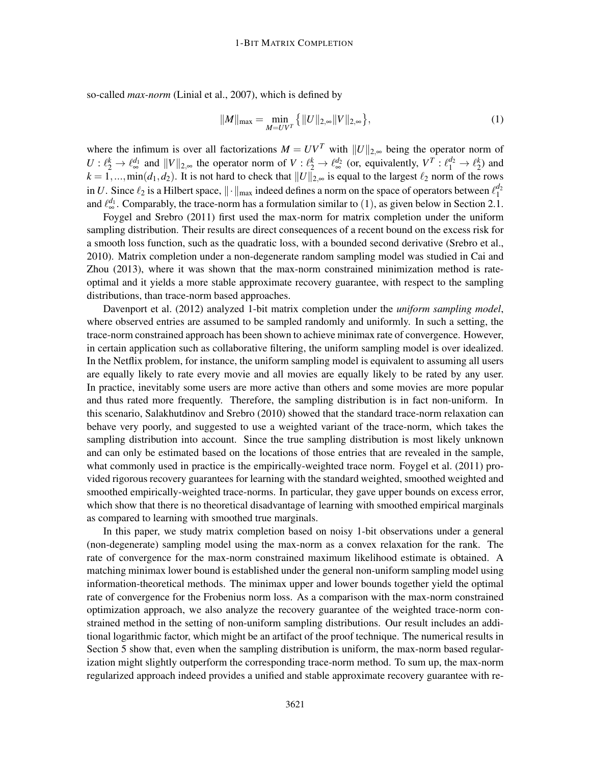so-called *max-norm* (Linial et al., 2007), which is defined by

$$\|M\|_{\max} = \min_{M=UV^T} \big\{ \|U\|_{2,\infty} \|V\|_{2,\infty} \big\}, \tag{1}$$

where the infimum is over all factorizations $M = UV^T$ with $\|U\|_{2,\infty}$ being the operator norm of $U : \ell_2^k \to \ell_\infty^{d_1}$ and $\|V\|_{2,\infty}$ the operator norm of $V : \ell_2^k \to \ell_\infty^{d_2}$ (or, equivalently, $V^T : \ell_1^{d_2} \to \ell_2^k$) and $k = 1, ..., \min(d_1, d_2)$. It is not hard to check that $\|U\|_{2,\infty}$ is equal to the largest $\ell_2$ norm of the rows in $U$. Since $\ell_2$ is a Hilbert space, $\|\cdot\|_{\max}$ indeed defines a norm on the space of operators between $\ell_1^{d_2}$ and $\ell_\infty^{d_1}$. Comparably, the trace-norm has a formulation similar to (1), as given below in Section 2.1.

Foygel and Srebro (2011) first used the max-norm for matrix completion under the uniform sampling distribution. Their results are direct consequences of a recent bound on the excess risk for a smooth loss function, such as the quadratic loss, with a bounded second derivative (Srebro et al., 2010). Matrix completion under a non-degenerate random sampling model was studied in Cai and Zhou (2013), where it was shown that the max-norm constrained minimization method is rate-optimal and it yields a more stable approximate recovery guarantee, with respect to the sampling distributions, than trace-norm based approaches.

Davenport et al. (2012) analyzed 1-bit matrix completion under the *uniform sampling model*, where observed entries are assumed to be sampled randomly and uniformly. In such a setting, the trace-norm constrained approach has been shown to achieve minimax rate of convergence. However, in certain application such as collaborative filtering, the uniform sampling model is over idealized. In the Netflix problem, for instance, the uniform sampling model is equivalent to assuming all users are equally likely to rate every movie and all movies are equally likely to be rated by any user. In practice, inevitably some users are more active than others and some movies are more popular and thus rated more frequently. Therefore, the sampling distribution is in fact non-uniform. In this scenario, Salakhutdinov and Srebro (2010) showed that the standard trace-norm relaxation can behave very poorly, and suggested to use a weighted variant of the trace-norm, which takes the sampling distribution into account. Since the true sampling distribution is most likely unknown and can only be estimated based on the locations of those entries that are revealed in the sample, what commonly used in practice is the empirically-weighted trace norm. Foygel et al. (2011) provided rigorous recovery guarantees for learning with the standard weighted, smoothed weighted and smoothed empirically-weighted trace-norms. In particular, they gave upper bounds on excess error, which show that there is no theoretical disadvantage of learning with smoothed empirical marginals as compared to learning with smoothed true marginals.

In this paper, we study matrix completion based on noisy 1-bit observations under a general (non-degenerate) sampling model using the max-norm as a convex relaxation for the rank. The rate of convergence for the max-norm constrained maximum likelihood estimate is obtained. A matching minimax lower bound is established under the general non-uniform sampling model using information-theoretical methods. The minimax upper and lower bounds together yield the optimal rate of convergence for the Frobenius norm loss. As a comparison with the max-norm constrained optimization approach, we also analyze the recovery guarantee of the weighted trace-norm constrained method in the setting of non-uniform sampling distributions. Our result includes an additional logarithmic factor, which might be an artifact of the proof technique. The numerical results in Section 5 show that, even when the sampling distribution is uniform, the max-norm based regularization might slightly outperform the corresponding trace-norm method. To sum up, the max-norm regularized approach indeed provides a unified and stable approximate recovery guarantee with re-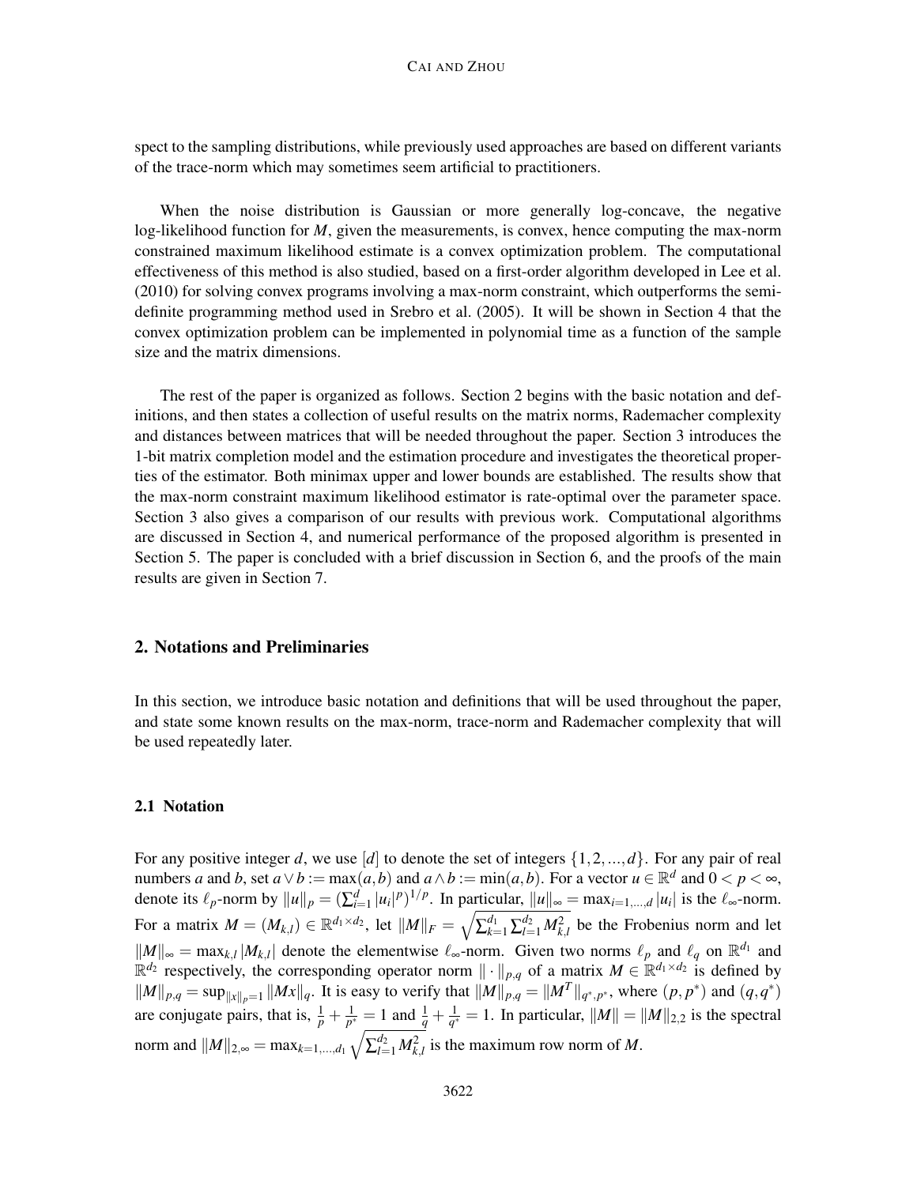spect to the sampling distributions, while previously used approaches are based on different variants of the trace-norm which may sometimes seem artificial to practitioners.

When the noise distribution is Gaussian or more generally log-concave, the negative log-likelihood function for $M$, given the measurements, is convex, hence computing the max-norm constrained maximum likelihood estimate is a convex optimization problem. The computational effectiveness of this method is also studied, based on a first-order algorithm developed in Lee et al. (2010) for solving convex programs involving a max-norm constraint, which outperforms the semi-definite programming method used in Srebro et al. (2005). It will be shown in Section 4 that the convex optimization problem can be implemented in polynomial time as a function of the sample size and the matrix dimensions.

The rest of the paper is organized as follows. Section 2 begins with the basic notation and definitions, and then states a collection of useful results on the matrix norms, Rademacher complexity and distances between matrices that will be needed throughout the paper. Section 3 introduces the 1-bit matrix completion model and the estimation procedure and investigates the theoretical properties of the estimator. Both minimax upper and lower bounds are established. The results show that the max-norm constraint maximum likelihood estimator is rate-optimal over the parameter space. Section 3 also gives a comparison of our results with previous work. Computational algorithms are discussed in Section 4, and numerical performance of the proposed algorithm is presented in Section 5. The paper is concluded with a brief discussion in Section 6, and the proofs of the main results are given in Section 7.

## 2. Notations and Preliminaries

In this section, we introduce basic notation and definitions that will be used throughout the paper, and state some known results on the max-norm, trace-norm and Rademacher complexity that will be used repeatedly later.

### 2.1 Notation

For any positive integer $d$, we use $[d]$ to denote the set of integers $\{1,2,...,d\}$. For any pair of real numbers $a$ and $b$, set $a \vee b := \max(a,b)$ and $a \wedge b := \min(a,b)$. For a vector $u \in \mathbb{R}^d$ and $0 < p < \infty$, denote its $\ell_p$-norm by $\|u\|_p = (\sum_{i=1}^d |u_i|^p)^{1/p}$. In particular, $\|u\|_\infty = \max_{i=1,...,d} |u_i|$ is the $\ell_\infty$-norm. For a matrix $M = (M_{k,l}) \in \mathbb{R}^{d_1 \times d_2}$, let $\|M\|_F = \sqrt{\sum_{k=1}^{d_1} \sum_{l=1}^{d_2} M_{k,l}^2}$ be the Frobenius norm and let $\|M\|_\infty = \max_{k,l} |M_{k,l}|$ denote the elementwise $\ell_\infty$-norm. Given two norms $\ell_p$ and $\ell_q$ on $\mathbb{R}^{d_1}$ and $\mathbb{R}^{d_2}$ respectively, the corresponding operator norm $\|\cdot\|_{p,q}$ of a matrix $M \in \mathbb{R}^{d_1 \times d_2}$ is defined by $\|M\|_{p,q} = \sup_{\|x\|_p = 1} \|Mx\|_q$. It is easy to verify that $\|M\|_{p,q} = \|M^T\|_{q^*,p^*}$, where $(p, p^*)$ and $(q, q^*)$ are conjugate pairs, that is, $\frac{1}{p} + \frac{1}{p^*} = 1$ and $\frac{1}{q} + \frac{1}{q^*} = 1$. In particular, $\|M\| = \|M\|_{2,2}$ is the spectral norm and $\|M\|_{2,\infty} = \max_{k=1,...,d_1} \sqrt{\sum_{l=1}^{d_2} M_{k,l}^2}$ is the maximum row norm of $M$.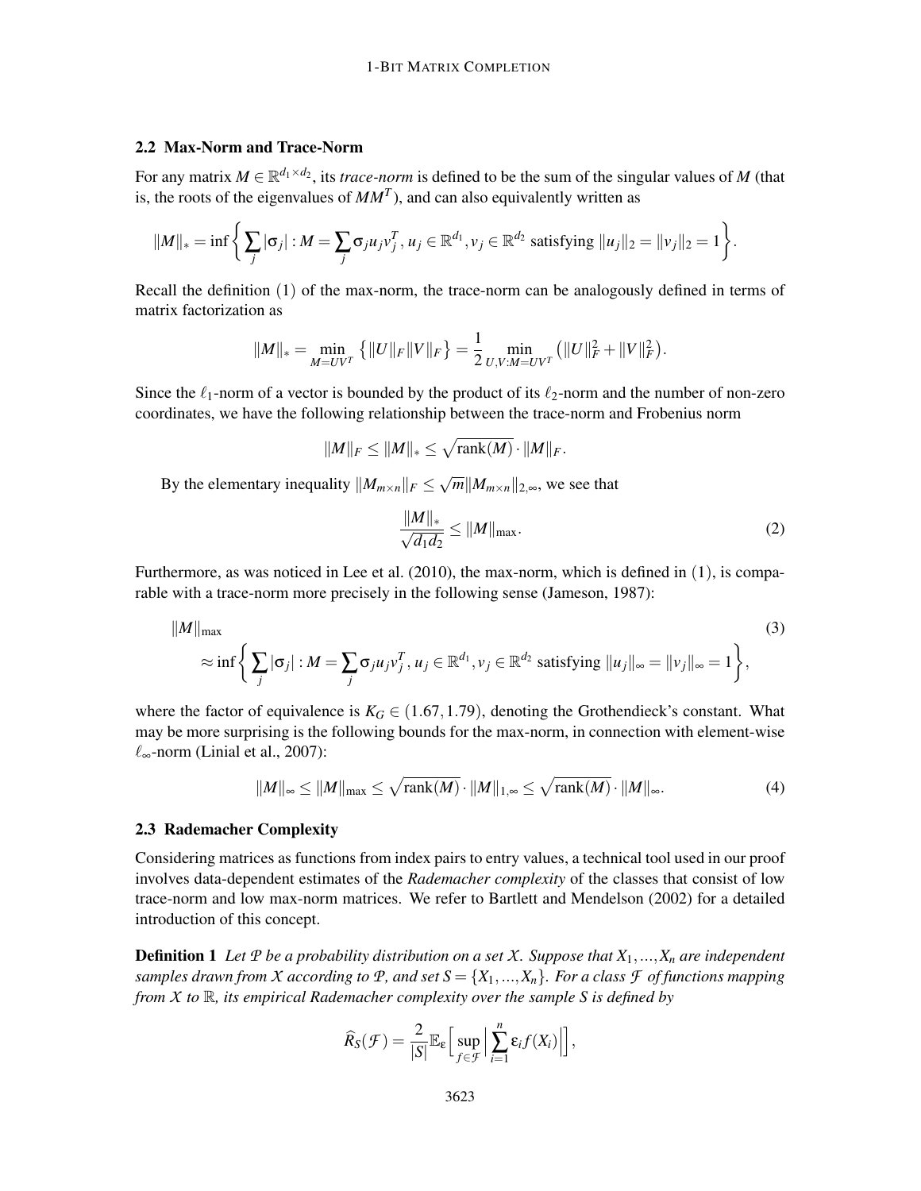### 2.2 Max-Norm and Trace-Norm

For any matrix $M \in \mathbb{R}^{d_1 \times d_2}$, its *trace-norm* is defined to be the sum of the singular values of $M$ (that is, the roots of the eigenvalues of $MM^T$), and can also equivalently written as

$$\|M\|_* = \inf\bigg\{ \sum_j |\sigma_j| : M = \sum_j \sigma_j u_j v_j^T, u_j \in \mathbb{R}^{d_1}, v_j \in \mathbb{R}^{d_2} \text{ satisfying } \|u_j\|_2 = \|v_j\|_2 = 1 \bigg\}.$$

Recall the definition (1) of the max-norm, the trace-norm can be analogously defined in terms of matrix factorization as

$$\|M\|_* = \min_{M=UV^T} \big\{ \|U\|_F \|V\|_F \big\} = \frac{1}{2} \min_{U,V:M=UV^T} \big( \|U\|_F^2 + \|V\|_F^2 \big).$$

Since the $\ell_1$-norm of a vector is bounded by the product of its $\ell_2$-norm and the number of non-zero coordinates, we have the following relationship between the trace-norm and Frobenius norm

$$\|M\|_F \le \|M\|_* \le \sqrt{\text{rank}(M)} \cdot \|M\|_F.$$

By the elementary inequality $\|M_{m\times n}\|_F \le \sqrt{m} \|M_{m\times n}\|_{2,\infty}$, we see that

$$\frac{\|M\|_*}{\sqrt{d_1 d_2}} \le \|M\|_{\max}. \tag{2}$$

Furthermore, as was noticed in Lee et al. (2010), the max-norm, which is defined in (1), is comparable with a trace-norm more precisely in the following sense (Jameson, 1987):

$$\|M\|_{\max} \approx \inf\bigg\{ \sum_j |\sigma_j| : M = \sum_j \sigma_j u_j v_j^T, u_j \in \mathbb{R}^{d_1}, v_j \in \mathbb{R}^{d_2} \text{ satisfying } \|u_j\|_\infty = \|v_j\|_\infty = 1 \bigg\}, \tag{3}$$

where the factor of equivalence is $K_G \in (1.67, 1.79)$, denoting the Grothendieck's constant. What may be more surprising is the following bounds for the max-norm, in connection with element-wise $\ell_\infty$-norm (Linial et al., 2007):

$$\|M\|_\infty \le \|M\|_{\max} \le \sqrt{\text{rank}(M)} \cdot \|M\|_{1,\infty} \le \sqrt{\text{rank}(M)} \cdot \|M\|_\infty. \tag{4}$$

### 2.3 Rademacher Complexity

Considering matrices as functions from index pairs to entry values, a technical tool used in our proof involves data-dependent estimates of the *Rademacher complexity* of the classes that consist of low trace-norm and low max-norm matrices. We refer to Bartlett and Mendelson (2002) for a detailed introduction of this concept.

**Definition 1** *Let $\mathcal{P}$ be a probability distribution on a set $\mathcal{X}$. Suppose that $X_1, ..., X_n$ are independent samples drawn from $\mathcal{X}$ according to $\mathcal{P}$, and set $S = \{X_1, ..., X_n\}$. For a class $\mathcal{F}$ of functions mapping from $\mathcal{X}$ to $\mathbb{R}$, its empirical Rademacher complexity over the sample $S$ is defined by*

$$\widehat{R}_S(\mathcal{F}) = \frac{2}{|S|} \mathbb{E}_\varepsilon \Big[ \sup_{f \in \mathcal{F}} \Big| \sum_{i=1}^n \varepsilon_i f(X_i) \Big| \Big],$$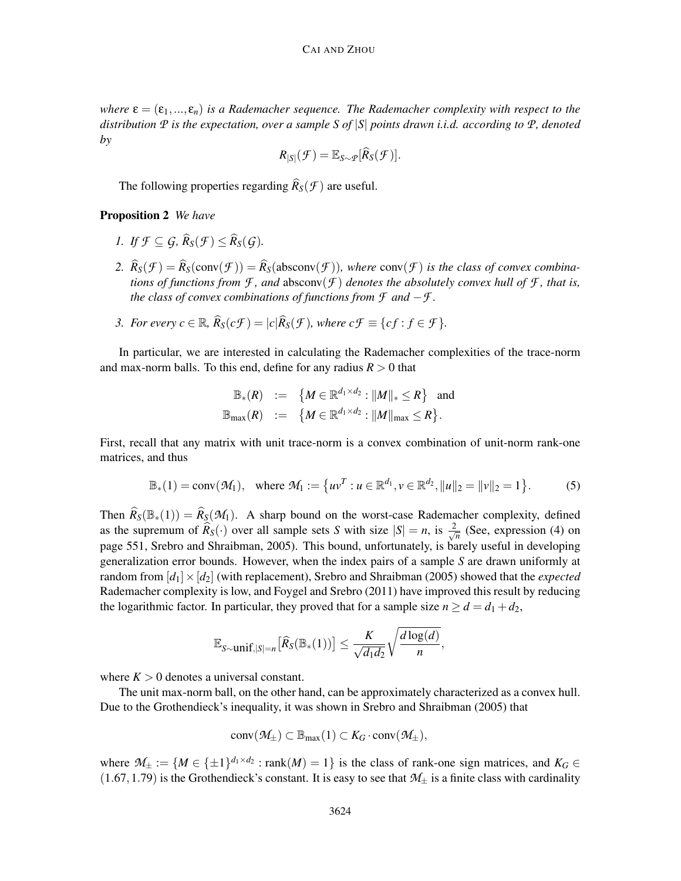*where* $\varepsilon = (\varepsilon_1, ..., \varepsilon_n)$ *is a Rademacher sequence. The Rademacher complexity with respect to the distribution* $\mathcal{P}$ *is the expectation, over a sample* $S$ *of* $|S|$ *points drawn i.i.d. according to* $\mathcal{P}$*, denoted by*

$$R_{|S|}(\mathcal{F}) = \mathbb{E}_{S\sim\mathcal{P}}[\widehat{R}_S(\mathcal{F})].$$

The following properties regarding $\widehat{R}_S(\mathcal{F})$ are useful.

**Proposition 2** *We have*

1. *If* $\mathcal{F} \subseteq \mathcal{G}$*,* $\widehat{R}_S(\mathcal{F}) \leq \widehat{R}_S(\mathcal{G})$*.*
2. $\widehat{R}_S(\mathcal{F}) = \widehat{R}_S(\mathrm{conv}(\mathcal{F})) = \widehat{R}_S(\mathrm{absconv}(\mathcal{F}))$*, where* $\mathrm{conv}(\mathcal{F})$ *is the class of convex combinations of functions from* $\mathcal{F}$*, and* $\mathrm{absconv}(\mathcal{F})$ *denotes the absolutely convex hull of* $\mathcal{F}$*, that is, the class of convex combinations of functions from* $\mathcal{F}$ *and* $-\mathcal{F}$*.*
3. *For every* $c \in \mathbb{R}$*,* $\widehat{R}_S(c\mathcal{F}) = |c|\widehat{R}_S(\mathcal{F})$*, where* $c\mathcal{F} \equiv \{cf : f \in \mathcal{F}\}$*.*

In particular, we are interested in calculating the Rademacher complexities of the trace-norm and max-norm balls. To this end, define for any radius $R > 0$ that

$$\begin{aligned} \mathbb{B}_*(R) &:= \left\{M \in \mathbb{R}^{d_1\times d_2} : \|M\|_* \leq R\right\} \quad \text{and} \\ \mathbb{B}_{\max}(R) &:= \left\{M \in \mathbb{R}^{d_1\times d_2} : \|M\|_{\max} \leq R\right\}. \end{aligned}$$

First, recall that any matrix with unit trace-norm is a convex combination of unit-norm rank-one matrices, and thus

$$\mathbb{B}_*(1) = \mathrm{conv}(\mathcal{M}_1), \quad \text{where } \mathcal{M}_1 := \left\{uv^T : u \in \mathbb{R}^{d_1}, v \in \mathbb{R}^{d_2}, \|u\|_2 = \|v\|_2 = 1\right\}. \tag{5}$$

Then $\widehat{R}_S(\mathbb{B}_*(1)) = \widehat{R}_S(\mathcal{M}_1)$. A sharp bound on the worst-case Rademacher complexity, defined as the supremum of $\widehat{R}_S(\cdot)$ over all sample sets $S$ with size $|S| = n$, is $\frac{2}{\sqrt{n}}$ (See, expression (4) on page 551, Srebro and Shraibman, 2005). This bound, unfortunately, is barely useful in developing generalization error bounds. However, when the index pairs of a sample $S$ are drawn uniformly at random from $[d_1] \times [d_2]$ (with replacement), Srebro and Shraibman (2005) showed that the *expected* Rademacher complexity is low, and Foygel and Srebro (2011) have improved this result by reducing the logarithmic factor. In particular, they proved that for a sample size $n \geq d = d_1 + d_2$,

$$\mathbb{E}_{S\sim\mathrm{unif},|S|=n}\left[\widehat{R}_S(\mathbb{B}_*(1))\right] \leq \frac{K}{\sqrt{d_1 d_2}}\sqrt{\frac{d\log(d)}{n}},$$

where $K > 0$ denotes a universal constant.

The unit max-norm ball, on the other hand, can be approximately characterized as a convex hull. Due to the Grothendieck's inequality, it was shown in Srebro and Shraibman (2005) that

$$\mathrm{conv}(\mathcal{M}_\pm) \subset \mathbb{B}_{\max}(1) \subset K_G \cdot \mathrm{conv}(\mathcal{M}_\pm),$$

where $\mathcal{M}_\pm := \{M \in \{\pm 1\}^{d_1\times d_2} : \mathrm{rank}(M) = 1\}$ is the class of rank-one sign matrices, and $K_G \in (1.67, 1.79)$ is the Grothendieck's constant. It is easy to see that $\mathcal{M}_\pm$ is a finite class with cardinality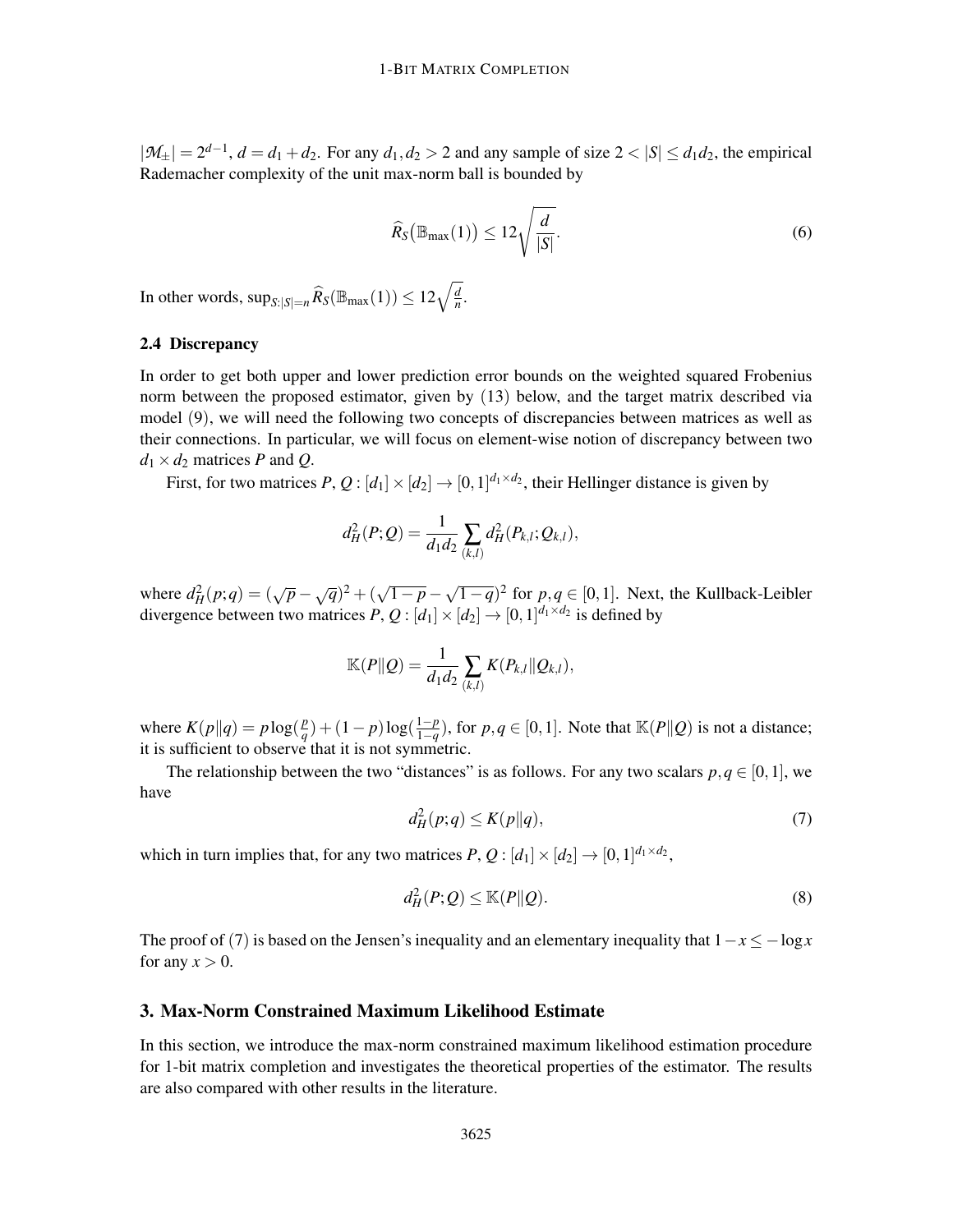$|\mathcal{M}_{\pm}| = 2^{d-1}$, $d = d_1 + d_2$. For any $d_1, d_2 > 2$ and any sample of size $2 < |S| \le d_1 d_2$, the empirical Rademacher complexity of the unit max-norm ball is bounded by

$$\widehat{R}_S\big(\mathbb{B}_{\max}(1)\big) \le 12\sqrt{\frac{d}{|S|}}. \tag{6}$$

In other words, $\sup_{S:|S|=n} \widehat{R}_S(\mathbb{B}_{\max}(1)) \le 12\sqrt{\frac{d}{n}}$.

### 2.4 Discrepancy

In order to get both upper and lower prediction error bounds on the weighted squared Frobenius norm between the proposed estimator, given by (13) below, and the target matrix described via model (9), we will need the following two concepts of discrepancies between matrices as well as their connections. In particular, we will focus on element-wise notion of discrepancy between two $d_1 \times d_2$ matrices $P$ and $Q$.

First, for two matrices $P, Q : [d_1] \times [d_2] \to [0,1]^{d_1 \times d_2}$, their Hellinger distance is given by

$$d_H^2(P;Q) = \frac{1}{d_1 d_2} \sum_{(k,l)} d_H^2(P_{k,l}; Q_{k,l}),$$

where $d_H^2(p;q) = (\sqrt{p} - \sqrt{q})^2 + (\sqrt{1-p} - \sqrt{1-q})^2$ for $p, q \in [0,1]$. Next, the Kullback-Leibler divergence between two matrices $P, Q : [d_1] \times [d_2] \to [0,1]^{d_1 \times d_2}$ is defined by

$$\mathbb{K}(P \| Q) = \frac{1}{d_1 d_2} \sum_{(k,l)} K(P_{k,l} \| Q_{k,l}),$$

where $K(p\|q) = p \log(\frac{p}{q}) + (1-p)\log(\frac{1-p}{1-q})$, for $p, q \in [0,1]$. Note that $\mathbb{K}(P\|Q)$ is not a distance; it is sufficient to observe that it is not symmetric.

The relationship between the two "distances" is as follows. For any two scalars $p, q \in [0,1]$, we have

$$d_H^2(p;q) \le K(p\|q), \tag{7}$$

which in turn implies that, for any two matrices $P, Q : [d_1] \times [d_2] \to [0,1]^{d_1 \times d_2}$,

$$d_H^2(P;Q) \le \mathbb{K}(P\|Q). \tag{8}$$

The proof of (7) is based on the Jensen's inequality and an elementary inequality that $1 - x \le -\log x$ for any $x > 0$.

## 3. Max-Norm Constrained Maximum Likelihood Estimate

In this section, we introduce the max-norm constrained maximum likelihood estimation procedure for 1-bit matrix completion and investigates the theoretical properties of the estimator. The results are also compared with other results in the literature.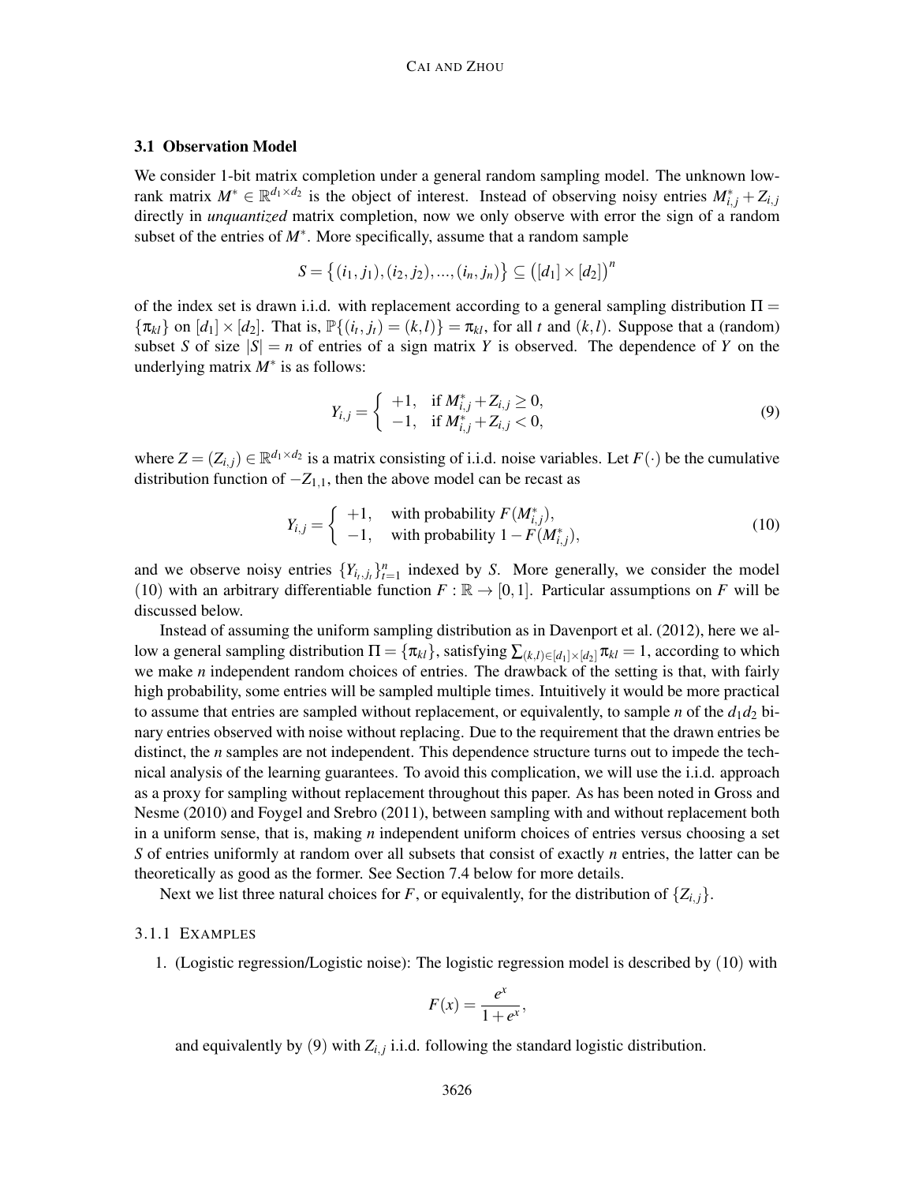### 3.1 Observation Model

We consider 1-bit matrix completion under a general random sampling model. The unknown low-rank matrix $M^* \in \mathbb{R}^{d_1 \times d_2}$ is the object of interest. Instead of observing noisy entries $M^*_{i,j} + Z_{i,j}$ directly in *unquantized* matrix completion, now we only observe with error the sign of a random subset of the entries of $M^*$. More specifically, assume that a random sample

$$S = \{(i_1, j_1), (i_2, j_2), ..., (i_n, j_n)\} \subseteq ([d_1] \times [d_2])^n$$

of the index set is drawn i.i.d. with replacement according to a general sampling distribution $\Pi = \{\pi_{kl}\}$ on $[d_1] \times [d_2]$. That is, $\mathbb{P}\{(i_t, j_t) = (k,l)\} = \pi_{kl}$, for all $t$ and $(k,l)$. Suppose that a (random) subset $S$ of size $|S| = n$ of entries of a sign matrix $Y$ is observed. The dependence of $Y$ on the underlying matrix $M^*$ is as follows:

$$Y_{i,j} = \begin{cases} +1, & \text{if } M^*_{i,j} + Z_{i,j} \geq 0, \\ -1, & \text{if } M^*_{i,j} + Z_{i,j} < 0, \end{cases} \tag{9}$$

where $Z = (Z_{i,j}) \in \mathbb{R}^{d_1 \times d_2}$ is a matrix consisting of i.i.d. noise variables. Let $F(\cdot)$ be the cumulative distribution function of $-Z_{1,1}$, then the above model can be recast as

$$Y_{i,j} = \begin{cases} +1, & \text{with probability } F(M^*_{i,j}), \\ -1, & \text{with probability } 1 - F(M^*_{i,j}), \end{cases} \tag{10}$$

and we observe noisy entries $\{Y_{i_t, j_t}\}_{t=1}^n$ indexed by $S$. More generally, we consider the model (10) with an arbitrary differentiable function $F : \mathbb{R} \to [0,1]$. Particular assumptions on $F$ will be discussed below.

Instead of assuming the uniform sampling distribution as in Davenport et al. (2012), here we allow a general sampling distribution $\Pi = \{\pi_{kl}\}$, satisfying $\sum_{(k,l) \in [d_1] \times [d_2]} \pi_{kl} = 1$, according to which we make $n$ independent random choices of entries. The drawback of the setting is that, with fairly high probability, some entries will be sampled multiple times. Intuitively it would be more practical to assume that entries are sampled without replacement, or equivalently, to sample $n$ of the $d_1 d_2$ binary entries observed with noise without replacing. Due to the requirement that the drawn entries be distinct, the $n$ samples are not independent. This dependence structure turns out to impede the technical analysis of the learning guarantees. To avoid this complication, we will use the i.i.d. approach as a proxy for sampling without replacement throughout this paper. As has been noted in Gross and Nesme (2010) and Foygel and Srebro (2011), between sampling with and without replacement both in a uniform sense, that is, making $n$ independent uniform choices of entries versus choosing a set $S$ of entries uniformly at random over all subsets that consist of exactly $n$ entries, the latter can be theoretically as good as the former. See Section 7.4 below for more details.

Next we list three natural choices for $F$, or equivalently, for the distribution of $\{Z_{i,j}\}$.

#### 3.1.1 Examples

1. (Logistic regression/Logistic noise): The logistic regression model is described by (10) with

$$F(x) = \frac{e^x}{1 + e^x},$$

and equivalently by (9) with $Z_{i,j}$ i.i.d. following the standard logistic distribution.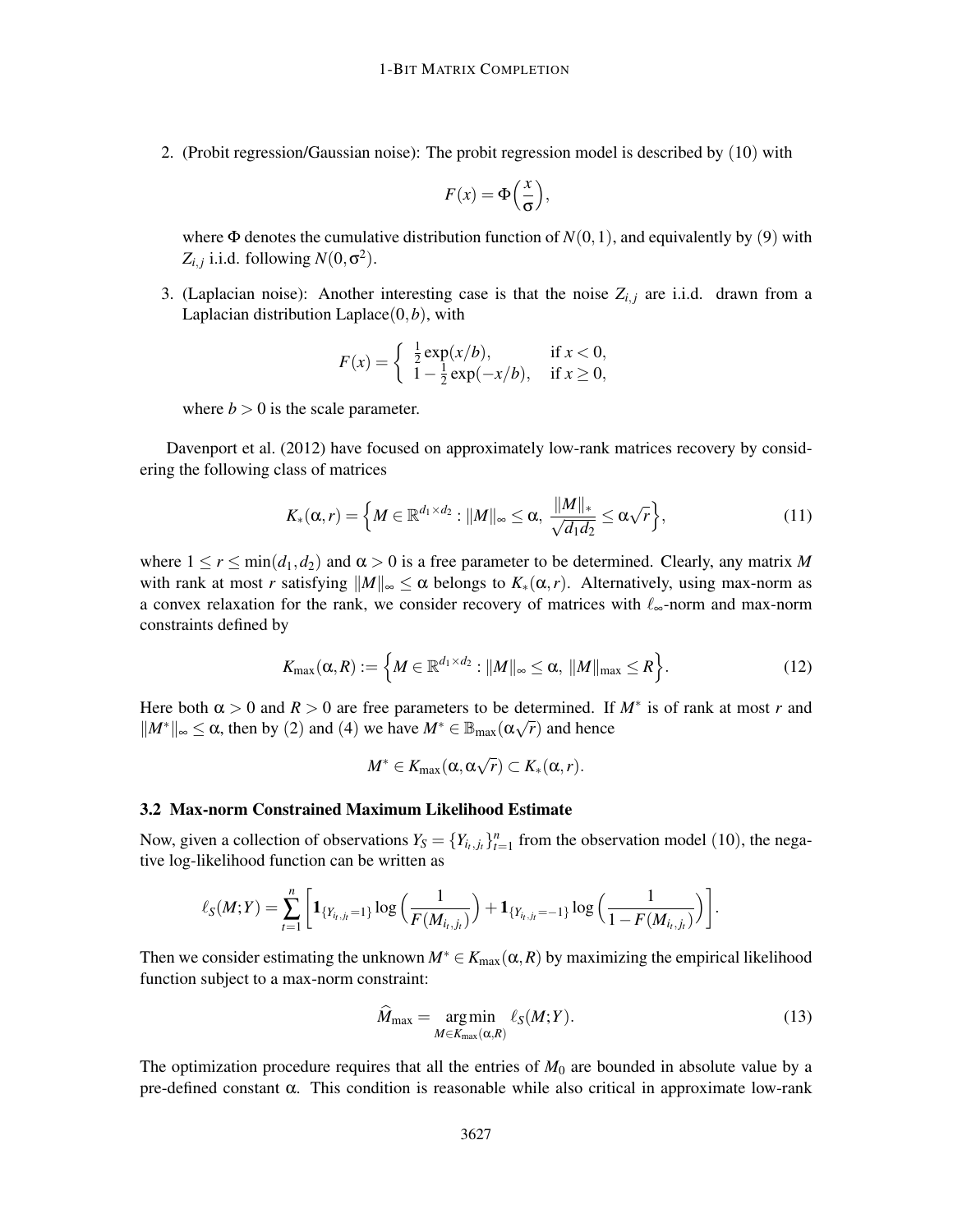2. (Probit regression/Gaussian noise): The probit regression model is described by (10) with

$$F(x) = \Phi\Big(\frac{x}{\sigma}\Big),$$

where $\Phi$ denotes the cumulative distribution function of $N(0,1)$, and equivalently by (9) with $Z_{i,j}$ i.i.d. following $N(0,\sigma^2)$.

3. (Laplacian noise): Another interesting case is that the noise $Z_{i,j}$ are i.i.d. drawn from a Laplacian distribution Laplace$(0,b)$, with

$$F(x) = \begin{cases} \frac{1}{2}\exp(x/b), & \text{if } x < 0, \\ 1 - \frac{1}{2}\exp(-x/b), & \text{if } x \geq 0, \end{cases}$$

where $b > 0$ is the scale parameter.

Davenport et al. (2012) have focused on approximately low-rank matrices recovery by considering the following class of matrices

$$K_*(\alpha, r) = \Big\{ M \in \mathbb{R}^{d_1 \times d_2} : \|M\|_\infty \leq \alpha,\ \frac{\|M\|_*}{\sqrt{d_1 d_2}} \leq \alpha\sqrt{r} \Big\}, \tag{11}$$

where $1 \leq r \leq \min(d_1, d_2)$ and $\alpha > 0$ is a free parameter to be determined. Clearly, any matrix $M$ with rank at most $r$ satisfying $\|M\|_\infty \leq \alpha$ belongs to $K_*(\alpha, r)$. Alternatively, using max-norm as a convex relaxation for the rank, we consider recovery of matrices with $\ell_\infty$-norm and max-norm constraints defined by

$$K_{\max}(\alpha, R) := \Big\{ M \in \mathbb{R}^{d_1 \times d_2} : \|M\|_\infty \leq \alpha,\ \|M\|_{\max} \leq R \Big\}. \tag{12}$$

Here both $\alpha > 0$ and $R > 0$ are free parameters to be determined. If $M^*$ is of rank at most $r$ and $\|M^*\|_\infty \leq \alpha$, then by (2) and (4) we have $M^* \in \mathbb{B}_{\max}(\alpha\sqrt{r})$ and hence

$$M^* \in K_{\max}(\alpha, \alpha\sqrt{r}) \subset K_*(\alpha, r).$$

### 3.2 Max-norm Constrained Maximum Likelihood Estimate

Now, given a collection of observations $Y_S = \{Y_{i_t,j_t}\}_{t=1}^n$ from the observation model (10), the negative log-likelihood function can be written as

$$\ell_S(M;Y) = \sum_{t=1}^n \bigg[ \mathbf{1}_{\{Y_{i_t,j_t}=1\}} \log\Big(\frac{1}{F(M_{i_t,j_t})}\Big) + \mathbf{1}_{\{Y_{i_t,j_t}=-1\}} \log\Big(\frac{1}{1-F(M_{i_t,j_t})}\Big) \bigg].$$

Then we consider estimating the unknown $M^* \in K_{\max}(\alpha, R)$ by maximizing the empirical likelihood function subject to a max-norm constraint:

$$\widehat{M}_{\max} = \operatorname*{arg\,min}_{M \in K_{\max}(\alpha,R)} \ell_S(M;Y). \tag{13}$$

The optimization procedure requires that all the entries of $M_0$ are bounded in absolute value by a pre-defined constant $\alpha$. This condition is reasonable while also critical in approximate low-rank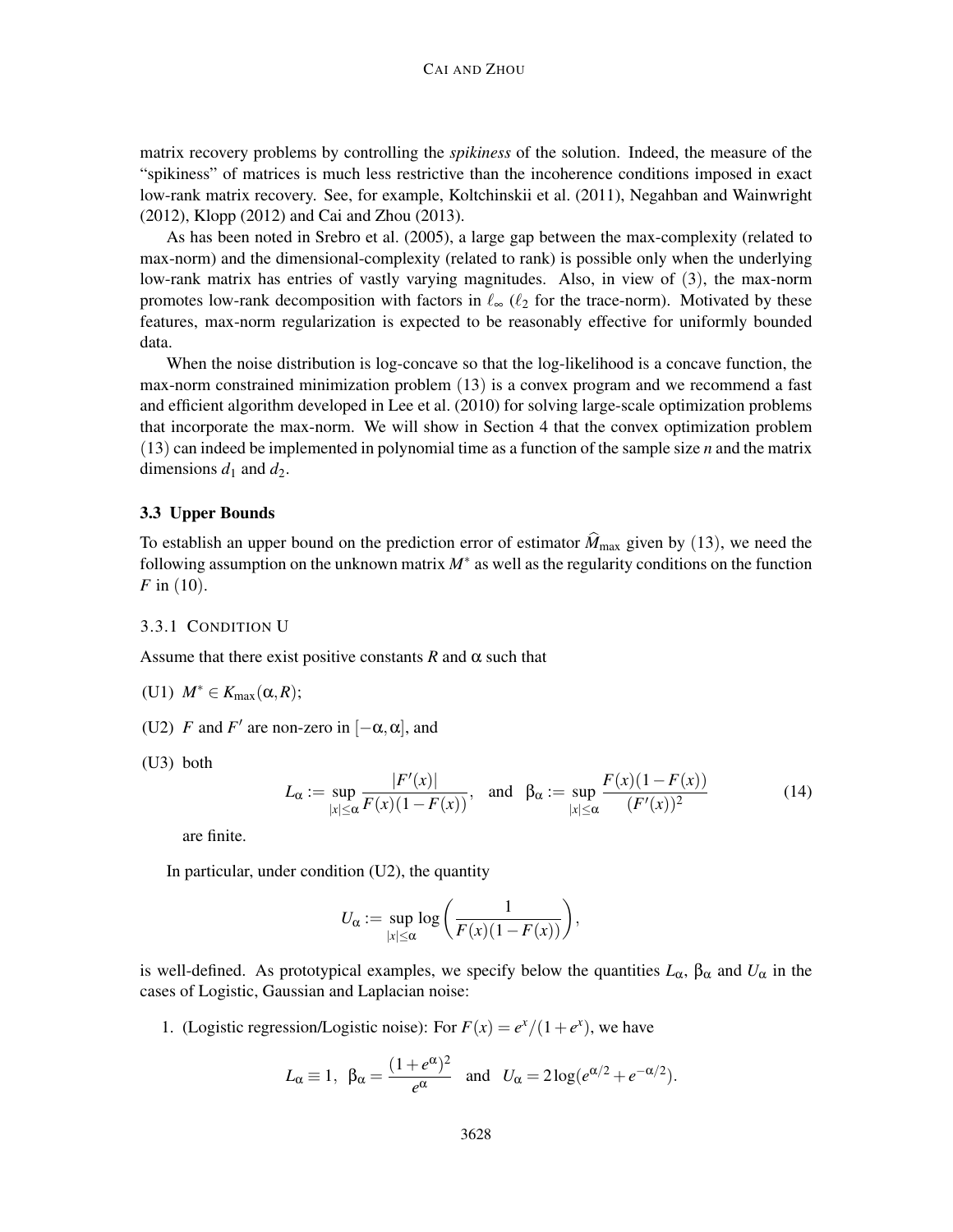matrix recovery problems by controlling the *spikiness* of the solution. Indeed, the measure of the "spikiness" of matrices is much less restrictive than the incoherence conditions imposed in exact low-rank matrix recovery. See, for example, Koltchinskii et al. (2011), Negahban and Wainwright (2012), Klopp (2012) and Cai and Zhou (2013).

As has been noted in Srebro et al. (2005), a large gap between the max-complexity (related to max-norm) and the dimensional-complexity (related to rank) is possible only when the underlying low-rank matrix has entries of vastly varying magnitudes. Also, in view of (3), the max-norm promotes low-rank decomposition with factors in $\ell_\infty$ ($\ell_2$ for the trace-norm). Motivated by these features, max-norm regularization is expected to be reasonably effective for uniformly bounded data.

When the noise distribution is log-concave so that the log-likelihood is a concave function, the max-norm constrained minimization problem (13) is a convex program and we recommend a fast and efficient algorithm developed in Lee et al. (2010) for solving large-scale optimization problems that incorporate the max-norm. We will show in Section 4 that the convex optimization problem (13) can indeed be implemented in polynomial time as a function of the sample size $n$ and the matrix dimensions $d_1$ and $d_2$.

### 3.3 Upper Bounds

To establish an upper bound on the prediction error of estimator $\widehat{M}_{\max}$ given by (13), we need the following assumption on the unknown matrix $M^*$ as well as the regularity conditions on the function $F$ in (10).

#### 3.3.1 Condition U

Assume that there exist positive constants $R$ and $\alpha$ such that

(U1) $M^* \in K_{\max}(\alpha, R)$;

(U2) $F$ and $F'$ are non-zero in $[-\alpha, \alpha]$, and

(U3) both

$$L_\alpha := \sup_{|x|\leq\alpha} \frac{|F'(x)|}{F(x)(1-F(x))}, \quad \text{and} \quad \beta_\alpha := \sup_{|x|\leq\alpha} \frac{F(x)(1-F(x))}{(F'(x))^2} \tag{14}$$

are finite.

In particular, under condition (U2), the quantity

$$U_\alpha := \sup_{|x|\leq\alpha} \log\left(\frac{1}{F(x)(1-F(x))}\right),$$

is well-defined. As prototypical examples, we specify below the quantities $L_\alpha$, $\beta_\alpha$ and $U_\alpha$ in the cases of Logistic, Gaussian and Laplacian noise:

1. (Logistic regression/Logistic noise): For $F(x) = e^x/(1+e^x)$, we have

$$L_\alpha \equiv 1, \ \ \beta_\alpha = \frac{(1+e^\alpha)^2}{e^\alpha} \ \ \text{and} \ \ U_\alpha = 2\log(e^{\alpha/2}+e^{-\alpha/2}).$$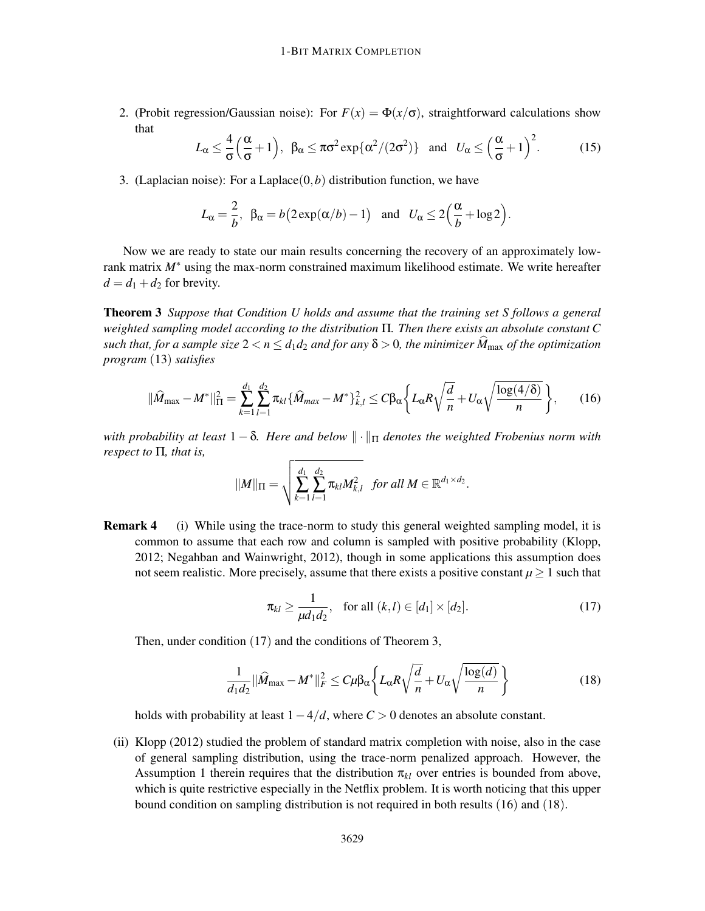2. (Probit regression/Gaussian noise): For $F(x) = \Phi(x/\sigma)$, straightforward calculations show that

$$L_\alpha \leq \frac{4}{\sigma}\Big(\frac{\alpha}{\sigma}+1\Big), \;\; \beta_\alpha \leq \pi\sigma^2 \exp\{\alpha^2/(2\sigma^2)\} \;\; \text{and} \;\; U_\alpha \leq \Big(\frac{\alpha}{\sigma}+1\Big)^2. \tag{15}$$

3. (Laplacian noise): For a Laplace$(0,b)$ distribution function, we have

$$L_\alpha = \frac{2}{b}, \;\; \beta_\alpha = b\big(2\exp(\alpha/b)-1\big) \;\; \text{and} \;\; U_\alpha \leq 2\Big(\frac{\alpha}{b}+\log 2\Big).$$

Now we are ready to state our main results concerning the recovery of an approximately low-rank matrix $M^*$ using the max-norm constrained maximum likelihood estimate. We write hereafter $d = d_1 + d_2$ for brevity.

**Theorem 3** *Suppose that Condition U holds and assume that the training set $S$ follows a general weighted sampling model according to the distribution $\Pi$. Then there exists an absolute constant $C$ such that, for a sample size $2 < n \leq d_1 d_2$ and for any $\delta > 0$, the minimizer $\widehat{M}_{\max}$ of the optimization program* (13) *satisfies*

$$\|\widehat{M}_{\max} - M^*\|_\Pi^2 = \sum_{k=1}^{d_1}\sum_{l=1}^{d_2} \pi_{kl}\{\widehat{M}_{max} - M^*\}_{k,l}^2 \leq C\beta_\alpha\left\{L_\alpha R\sqrt{\frac{d}{n}} + U_\alpha\sqrt{\frac{\log(4/\delta)}{n}}\right\}, \tag{16}$$

*with probability at least $1-\delta$. Here and below $\|\cdot\|_\Pi$ denotes the weighted Frobenius norm with respect to $\Pi$, that is,*

$$\|M\|_\Pi = \sqrt{\sum_{k=1}^{d_1}\sum_{l=1}^{d_2} \pi_{kl} M_{k,l}^2} \quad \textit{for all } M \in \mathbb{R}^{d_1 \times d_2}.$$

**Remark 4** (i) While using the trace-norm to study this general weighted sampling model, it is common to assume that each row and column is sampled with positive probability (Klopp, 2012; Negahban and Wainwright, 2012), though in some applications this assumption does not seem realistic. More precisely, assume that there exists a positive constant $\mu \geq 1$ such that

$$\pi_{kl} \geq \frac{1}{\mu d_1 d_2}, \quad \text{for all } (k,l) \in [d_1] \times [d_2]. \tag{17}$$

Then, under condition (17) and the conditions of Theorem 3,

$$\frac{1}{d_1 d_2}\|\widehat{M}_{\max} - M^*\|_F^2 \leq C\mu\beta_\alpha\left\{L_\alpha R\sqrt{\frac{d}{n}} + U_\alpha\sqrt{\frac{\log(d)}{n}}\right\} \tag{18}$$

holds with probability at least $1 - 4/d$, where $C > 0$ denotes an absolute constant.

(ii) Klopp (2012) studied the problem of standard matrix completion with noise, also in the case of general sampling distribution, using the trace-norm penalized approach. However, the Assumption 1 therein requires that the distribution $\pi_{kl}$ over entries is bounded from above, which is quite restrictive especially in the Netflix problem. It is worth noticing that this upper bound condition on sampling distribution is not required in both results (16) and (18).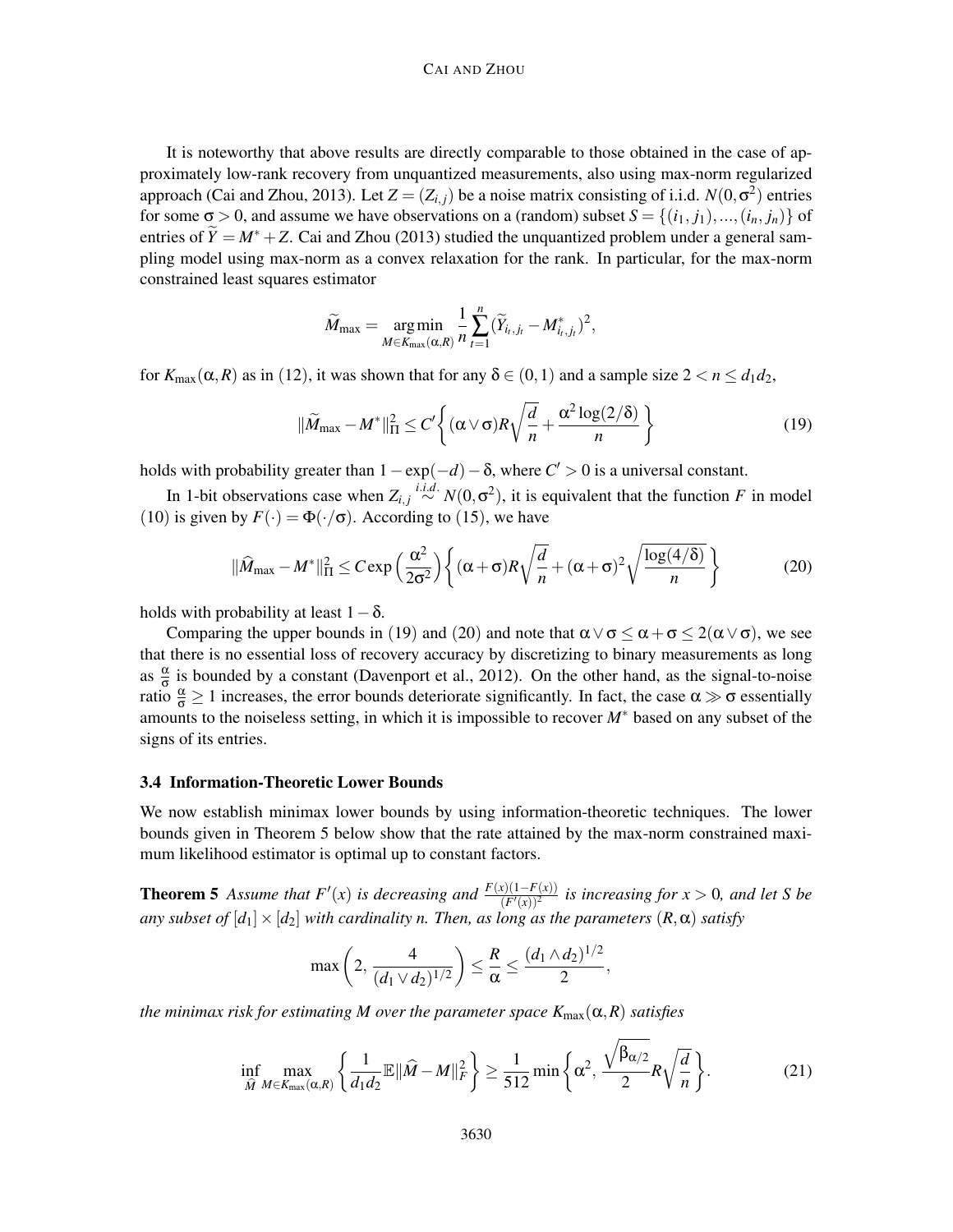It is noteworthy that above results are directly comparable to those obtained in the case of approximately low-rank recovery from unquantized measurements, also using max-norm regularized approach (Cai and Zhou, 2013). Let $Z = (Z_{i,j})$ be a noise matrix consisting of i.i.d. $N(0, \sigma^2)$ entries for some $\sigma > 0$, and assume we have observations on a (random) subset $S = \{(i_1, j_1), ..., (i_n, j_n)\}$ of entries of $\widetilde{Y} = M^* + Z$. Cai and Zhou (2013) studied the unquantized problem under a general sampling model using max-norm as a convex relaxation for the rank. In particular, for the max-norm constrained least squares estimator

$$\widetilde{M}_{\max} = \underset{M \in K_{\max}(\alpha, R)}{\arg\min} \frac{1}{n} \sum_{t=1}^{n} (\widetilde{Y}_{i_t, j_t} - M^*_{i_t, j_t})^2,$$

for $K_{\max}(\alpha, R)$ as in (12), it was shown that for any $\delta \in (0, 1)$ and a sample size $2 < n \leq d_1 d_2$,

$$\|\widetilde{M}_{\max} - M^*\|_{\Pi}^2 \leq C' \left\{ (\alpha \vee \sigma) R \sqrt{\frac{d}{n}} + \frac{\alpha^2 \log(2/\delta)}{n} \right\} \tag{19}$$

holds with probability greater than $1 - \exp(-d) - \delta$, where $C' > 0$ is a universal constant.

In 1-bit observations case when $Z_{i,j} \overset{i.i.d.}{\sim} N(0, \sigma^2)$, it is equivalent that the function $F$ in model (10) is given by $F(\cdot) = \Phi(\cdot/\sigma)$. According to (15), we have

$$\|\widehat{M}_{\max} - M^*\|_{\Pi}^2 \leq C \exp\Big(\frac{\alpha^2}{2\sigma^2}\Big) \left\{ (\alpha + \sigma) R \sqrt{\frac{d}{n}} + (\alpha + \sigma)^2 \sqrt{\frac{\log(4/\delta)}{n}} \right\} \tag{20}$$

holds with probability at least $1 - \delta$.

Comparing the upper bounds in (19) and (20) and note that $\alpha \vee \sigma \leq \alpha + \sigma \leq 2(\alpha \vee \sigma)$, we see that there is no essential loss of recovery accuracy by discretizing to binary measurements as long as $\frac{\alpha}{\sigma}$ is bounded by a constant (Davenport et al., 2012). On the other hand, as the signal-to-noise ratio $\frac{\alpha}{\sigma} \geq 1$ increases, the error bounds deteriorate significantly. In fact, the case $\alpha \gg \sigma$ essentially amounts to the noiseless setting, in which it is impossible to recover $M^*$ based on any subset of the signs of its entries.

### 3.4 Information-Theoretic Lower Bounds

We now establish minimax lower bounds by using information-theoretic techniques. The lower bounds given in Theorem 5 below show that the rate attained by the max-norm constrained maximum likelihood estimator is optimal up to constant factors.

**Theorem 5** *Assume that $F'(x)$ is decreasing and $\frac{F(x)(1-F(x))}{(F'(x))^2}$ is increasing for $x > 0$, and let $S$ be any subset of $[d_1] \times [d_2]$ with cardinality $n$. Then, as long as the parameters $(R, \alpha)$ satisfy*

$$\max\left(2, \frac{4}{(d_1 \vee d_2)^{1/2}}\right) \leq \frac{R}{\alpha} \leq \frac{(d_1 \wedge d_2)^{1/2}}{2},$$

*the minimax risk for estimating $M$ over the parameter space $K_{\max}(\alpha, R)$ satisfies*

$$\inf_{\widehat{M}} \max_{M \in K_{\max}(\alpha, R)} \left\{ \frac{1}{d_1 d_2} \mathbb{E} \|\widehat{M} - M\|_F^2 \right\} \geq \frac{1}{512} \min\left\{ \alpha^2, \frac{\sqrt{\beta_{\alpha/2}}}{2} R \sqrt{\frac{d}{n}} \right\}. \tag{21}$$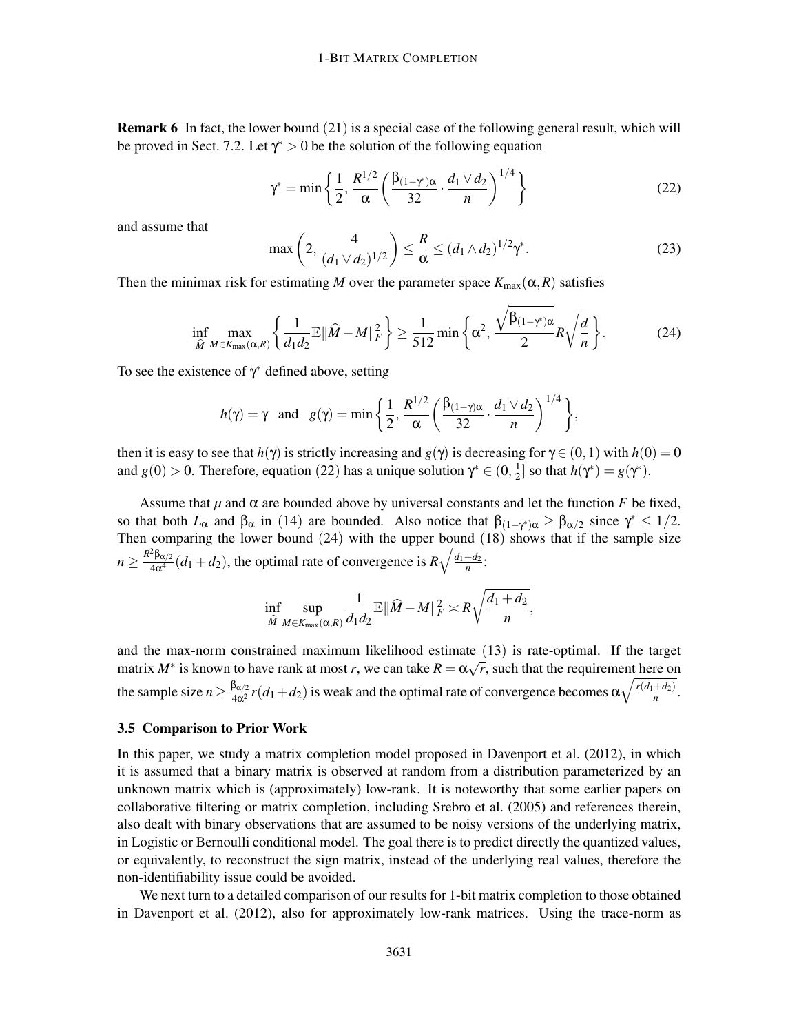**Remark 6** In fact, the lower bound (21) is a special case of the following general result, which will be proved in Sect. 7.2. Let $\gamma^* > 0$ be the solution of the following equation

$$\gamma^* = \min\left\{\frac{1}{2}, \frac{R^{1/2}}{\alpha}\left(\frac{\beta_{(1-\gamma^*)\alpha}}{32} \cdot \frac{d_1 \vee d_2}{n}\right)^{1/4}\right\} \tag{22}$$

and assume that

$$\max\left(2, \frac{4}{(d_1 \vee d_2)^{1/2}}\right) \leq \frac{R}{\alpha} \leq (d_1 \wedge d_2)^{1/2}\gamma^*. \tag{23}$$

Then the minimax risk for estimating $M$ over the parameter space $K_{\max}(\alpha, R)$ satisfies

$$\inf_{\widehat{M}} \max_{M \in K_{\max}(\alpha,R)} \left\{\frac{1}{d_1 d_2}\mathbb{E}\|\widehat{M} - M\|_F^2\right\} \geq \frac{1}{512}\min\left\{\alpha^2, \frac{\sqrt{\beta_{(1-\gamma^*)\alpha}}}{2} R\sqrt{\frac{d}{n}}\right\}. \tag{24}$$

To see the existence of $\gamma^*$ defined above, setting

$$h(\gamma) = \gamma \quad \text{and} \quad g(\gamma) = \min\left\{\frac{1}{2}, \frac{R^{1/2}}{\alpha}\left(\frac{\beta_{(1-\gamma)\alpha}}{32} \cdot \frac{d_1 \vee d_2}{n}\right)^{1/4}\right\},$$

then it is easy to see that $h(\gamma)$ is strictly increasing and $g(\gamma)$ is decreasing for $\gamma \in (0,1)$ with $h(0) = 0$ and $g(0) > 0$. Therefore, equation (22) has a unique solution $\gamma^* \in (0, \frac{1}{2}]$ so that $h(\gamma^*) = g(\gamma^*)$.

Assume that $\mu$ and $\alpha$ are bounded above by universal constants and let the function $F$ be fixed, so that both $L_\alpha$ and $\beta_\alpha$ in (14) are bounded. Also notice that $\beta_{(1-\gamma^*)\alpha} \geq \beta_{\alpha/2}$ since $\gamma^* \leq 1/2$. Then comparing the lower bound (24) with the upper bound (18) shows that if the sample size $n \geq \frac{R^2\beta_{\alpha/2}}{4\alpha^4}(d_1 + d_2)$, the optimal rate of convergence is $R\sqrt{\frac{d_1+d_2}{n}}$:

$$\inf_{\widehat{M}} \sup_{M \in K_{\max}(\alpha,R)} \frac{1}{d_1 d_2}\mathbb{E}\|\widehat{M} - M\|_F^2 \asymp R\sqrt{\frac{d_1 + d_2}{n}},$$

and the max-norm constrained maximum likelihood estimate (13) is rate-optimal. If the target matrix $M^*$ is known to have rank at most $r$, we can take $R = \alpha\sqrt{r}$, such that the requirement here on the sample size $n \geq \frac{\beta_{\alpha/2}}{4\alpha^2} r(d_1 + d_2)$ is weak and the optimal rate of convergence becomes $\alpha\sqrt{\frac{r(d_1+d_2)}{n}}$.

### 3.5 Comparison to Prior Work

In this paper, we study a matrix completion model proposed in Davenport et al. (2012), in which it is assumed that a binary matrix is observed at random from a distribution parameterized by an unknown matrix which is (approximately) low-rank. It is noteworthy that some earlier papers on collaborative filtering or matrix completion, including Srebro et al. (2005) and references therein, also dealt with binary observations that are assumed to be noisy versions of the underlying matrix, in Logistic or Bernoulli conditional model. The goal there is to predict directly the quantized values, or equivalently, to reconstruct the sign matrix, instead of the underlying real values, therefore the non-identifiability issue could be avoided.

We next turn to a detailed comparison of our results for 1-bit matrix completion to those obtained in Davenport et al. (2012), also for approximately low-rank matrices. Using the trace-norm as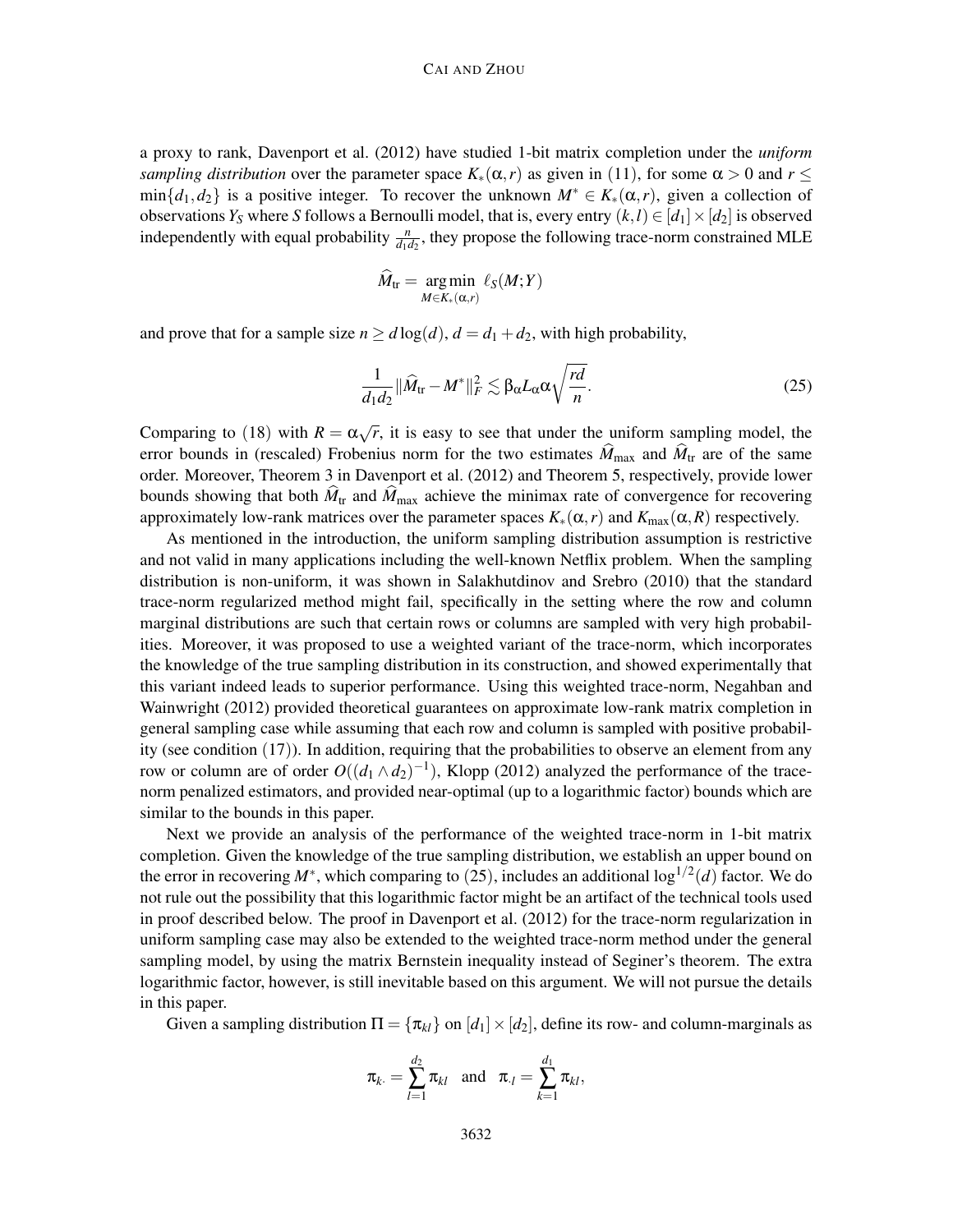a proxy to rank, Davenport et al. (2012) have studied 1-bit matrix completion under the *uniform sampling distribution* over the parameter space $K_*(\alpha, r)$ as given in (11), for some $\alpha > 0$ and $r \leq \min\{d_1, d_2\}$ is a positive integer. To recover the unknown $M^* \in K_*(\alpha, r)$, given a collection of observations $Y_S$ where $S$ follows a Bernoulli model, that is, every entry $(k,l) \in [d_1] \times [d_2]$ is observed independently with equal probability $\frac{n}{d_1 d_2}$, they propose the following trace-norm constrained MLE

$$\widehat{M}_{\mathrm{tr}} = \underset{M \in K_*(\alpha, r)}{\arg\min}\ \ell_S(M; Y)$$

and prove that for a sample size $n \geq d \log(d)$, $d = d_1 + d_2$, with high probability,

$$\frac{1}{d_1 d_2} \|\widehat{M}_{\mathrm{tr}} - M^*\|_F^2 \lesssim \beta_\alpha L_\alpha \alpha \sqrt{\frac{rd}{n}}. \tag{25}$$

Comparing to (18) with $R = \alpha\sqrt{r}$, it is easy to see that under the uniform sampling model, the error bounds in (rescaled) Frobenius norm for the two estimates $\widehat{M}_{\max}$ and $\widehat{M}_{\mathrm{tr}}$ are of the same order. Moreover, Theorem 3 in Davenport et al. (2012) and Theorem 5, respectively, provide lower bounds showing that both $\widehat{M}_{\mathrm{tr}}$ and $\widehat{M}_{\max}$ achieve the minimax rate of convergence for recovering approximately low-rank matrices over the parameter spaces $K_*(\alpha, r)$ and $K_{\max}(\alpha, R)$ respectively.

As mentioned in the introduction, the uniform sampling distribution assumption is restrictive and not valid in many applications including the well-known Netflix problem. When the sampling distribution is non-uniform, it was shown in Salakhutdinov and Srebro (2010) that the standard trace-norm regularized method might fail, specifically in the setting where the row and column marginal distributions are such that certain rows or columns are sampled with very high probabilities. Moreover, it was proposed to use a weighted variant of the trace-norm, which incorporates the knowledge of the true sampling distribution in its construction, and showed experimentally that this variant indeed leads to superior performance. Using this weighted trace-norm, Negahban and Wainwright (2012) provided theoretical guarantees on approximate low-rank matrix completion in general sampling case while assuming that each row and column is sampled with positive probability (see condition (17)). In addition, requiring that the probabilities to observe an element from any row or column are of order $O((d_1 \wedge d_2)^{-1})$, Klopp (2012) analyzed the performance of the trace-norm penalized estimators, and provided near-optimal (up to a logarithmic factor) bounds which are similar to the bounds in this paper.

Next we provide an analysis of the performance of the weighted trace-norm in 1-bit matrix completion. Given the knowledge of the true sampling distribution, we establish an upper bound on the error in recovering $M^*$, which comparing to (25), includes an additional $\log^{1/2}(d)$ factor. We do not rule out the possibility that this logarithmic factor might be an artifact of the technical tools used in proof described below. The proof in Davenport et al. (2012) for the trace-norm regularization in uniform sampling case may also be extended to the weighted trace-norm method under the general sampling model, by using the matrix Bernstein inequality instead of Seginer's theorem. The extra logarithmic factor, however, is still inevitable based on this argument. We will not pursue the details in this paper.

Given a sampling distribution $\Pi = \{\pi_{kl}\}$ on $[d_1] \times [d_2]$, define its row- and column-marginals as

$$\pi_{k\cdot} = \sum_{l=1}^{d_2} \pi_{kl} \quad \text{and} \quad \pi_{\cdot l} = \sum_{k=1}^{d_1} \pi_{kl},$$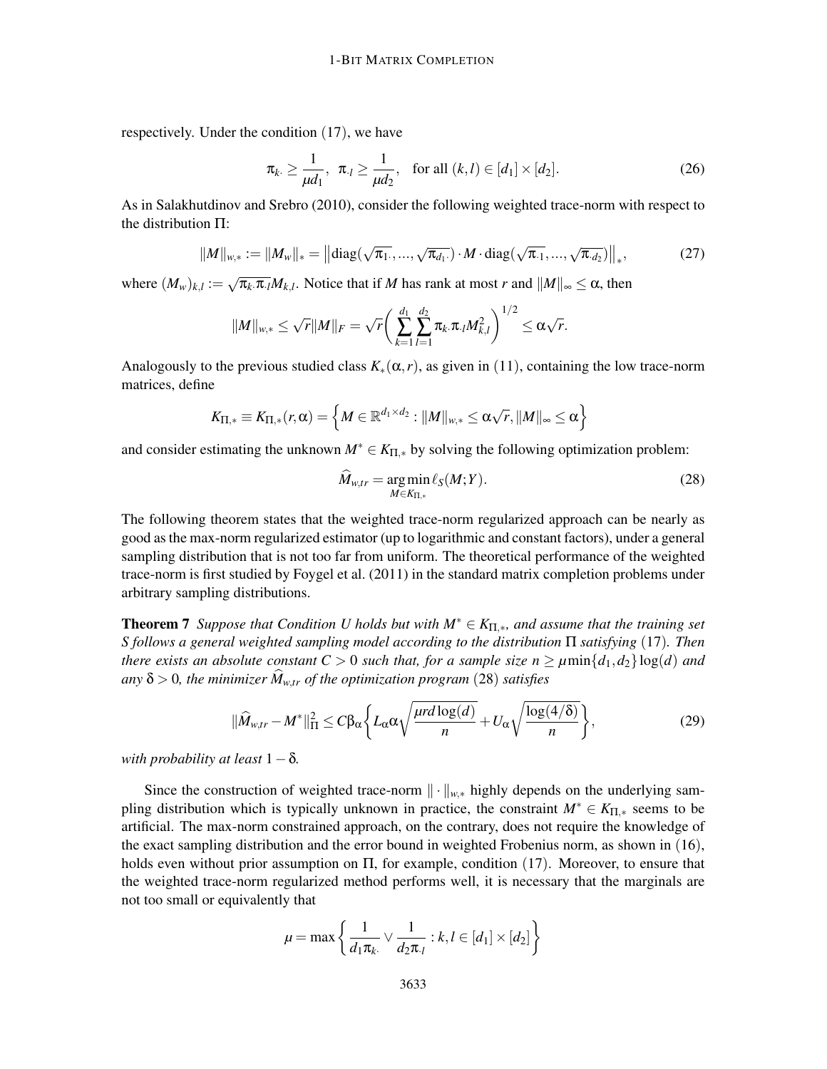respectively. Under the condition (17), we have

$$\pi_{k\cdot} \geq \frac{1}{\mu d_1}, \;\; \pi_{\cdot l} \geq \frac{1}{\mu d_2}, \quad \text{for all } (k,l) \in [d_1] \times [d_2]. \tag{26}$$

As in Salakhutdinov and Srebro (2010), consider the following weighted trace-norm with respect to the distribution $\Pi$:

$$\|M\|_{w,*} := \|M_w\|_* = \left\|\mathrm{diag}(\sqrt{\pi_{1\cdot}},...,\sqrt{\pi_{d_1\cdot}}) \cdot M \cdot \mathrm{diag}(\sqrt{\pi_{\cdot 1}},...,\sqrt{\pi_{\cdot d_2}})\right\|_*, \tag{27}$$

where $(M_w)_{k,l} := \sqrt{\pi_{k\cdot}\pi_{\cdot l}} M_{k,l}$. Notice that if $M$ has rank at most $r$ and $\|M\|_\infty \leq \alpha$, then

$$\|M\|_{w,*} \leq \sqrt{r}\|M\|_F = \sqrt{r}\bigg(\sum_{k=1}^{d_1}\sum_{l=1}^{d_2} \pi_{k\cdot}\pi_{\cdot l} M_{k,l}^2\bigg)^{1/2} \leq \alpha\sqrt{r}.$$

Analogously to the previous studied class $K_*(\alpha,r)$, as given in (11), containing the low trace-norm matrices, define

$$K_{\Pi,*} \equiv K_{\Pi,*}(r,\alpha) = \left\{M \in \mathbb{R}^{d_1\times d_2} : \|M\|_{w,*} \leq \alpha\sqrt{r}, \|M\|_\infty \leq \alpha\right\}$$

and consider estimating the unknown $M^* \in K_{\Pi,*}$ by solving the following optimization problem:

$$\widehat{M}_{w,tr} = \operatorname*{arg\,min}_{M\in K_{\Pi,*}} \ell_S(M;Y). \tag{28}$$

The following theorem states that the weighted trace-norm regularized approach can be nearly as good as the max-norm regularized estimator (up to logarithmic and constant factors), under a general sampling distribution that is not too far from uniform. The theoretical performance of the weighted trace-norm is first studied by Foygel et al. (2011) in the standard matrix completion problems under arbitrary sampling distributions.

**Theorem 7** *Suppose that Condition U holds but with $M^* \in K_{\Pi,*}$, and assume that the training set $S$ follows a general weighted sampling model according to the distribution $\Pi$ satisfying* (17)*. Then there exists an absolute constant $C > 0$ such that, for a sample size $n \geq \mu \min\{d_1,d_2\}\log(d)$ and any $\delta > 0$, the minimizer $\widehat{M}_{w,tr}$ of the optimization program* (28) *satisfies*

$$\|\widehat{M}_{w,tr} - M^*\|_\Pi^2 \leq C\beta_\alpha\left\{L_\alpha\alpha\sqrt{\frac{\mu r d\log(d)}{n}} + U_\alpha\sqrt{\frac{\log(4/\delta)}{n}}\right\}, \tag{29}$$

*with probability at least* $1-\delta$*.*

Since the construction of weighted trace-norm $\|\cdot\|_{w,*}$ highly depends on the underlying sampling distribution which is typically unknown in practice, the constraint $M^* \in K_{\Pi,*}$ seems to be artificial. The max-norm constrained approach, on the contrary, does not require the knowledge of the exact sampling distribution and the error bound in weighted Frobenius norm, as shown in (16), holds even without prior assumption on $\Pi$, for example, condition (17). Moreover, to ensure that the weighted trace-norm regularized method performs well, it is necessary that the marginals are not too small or equivalently that

$$\mu = \max\left\{\frac{1}{d_1\pi_{k\cdot}} \vee \frac{1}{d_2\pi_{\cdot l}} : k,l \in [d_1]\times[d_2]\right\}$$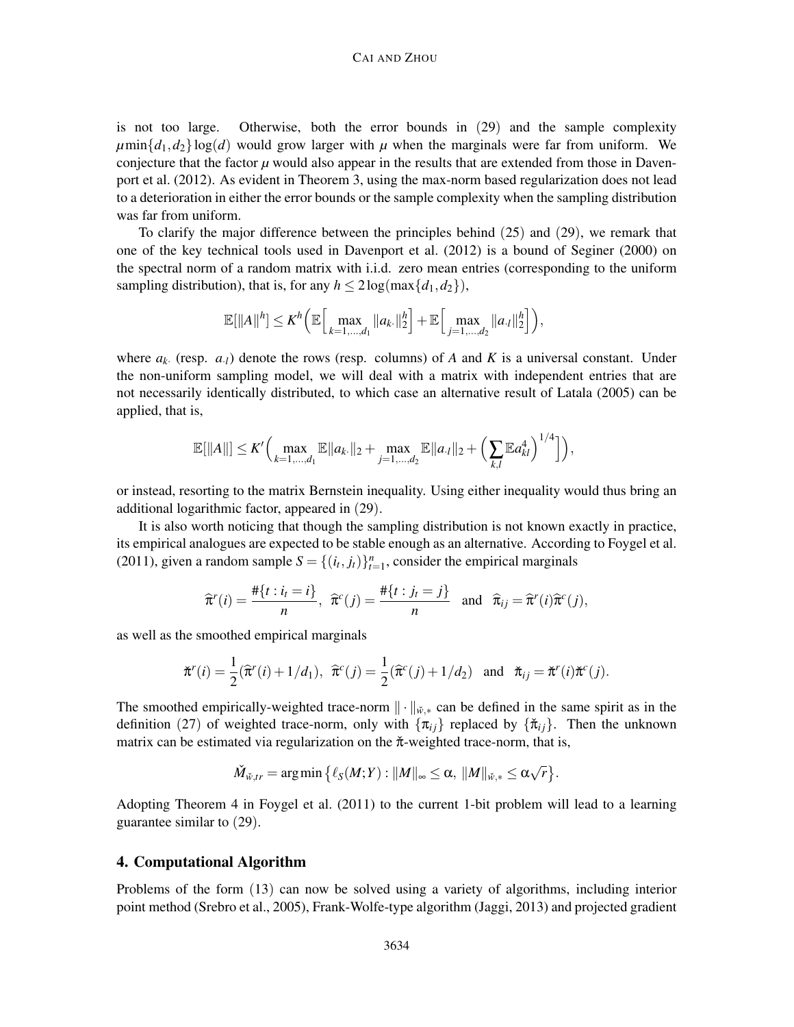is not too large. Otherwise, both the error bounds in (29) and the sample complexity $\mu \min\{d_1, d_2\} \log(d)$ would grow larger with $\mu$ when the marginals were far from uniform. We conjecture that the factor $\mu$ would also appear in the results that are extended from those in Davenport et al. (2012). As evident in Theorem 3, using the max-norm based regularization does not lead to a deterioration in either the error bounds or the sample complexity when the sampling distribution was far from uniform.

To clarify the major difference between the principles behind (25) and (29), we remark that one of the key technical tools used in Davenport et al. (2012) is a bound of Seginer (2000) on the spectral norm of a random matrix with i.i.d. zero mean entries (corresponding to the uniform sampling distribution), that is, for any $h \leq 2\log(\max\{d_1, d_2\})$,

$$\mathbb{E}[\|A\|^h] \leq K^h \Big( \mathbb{E}\Big[ \max_{k=1,\ldots,d_1} \|a_{k\cdot}\|_2^h \Big] + \mathbb{E}\Big[ \max_{j=1,\ldots,d_2} \|a_{\cdot l}\|_2^h \Big] \Big),$$

where $a_{k\cdot}$ (resp. $a_{\cdot l}$) denote the rows (resp. columns) of $A$ and $K$ is a universal constant. Under the non-uniform sampling model, we will deal with a matrix with independent entries that are not necessarily identically distributed, to which case an alternative result of Latala (2005) can be applied, that is,

$$\mathbb{E}[\|A\|] \leq K' \Big( \max_{k=1,\ldots,d_1} \mathbb{E}\|a_{k\cdot}\|_2 + \max_{j=1,\ldots,d_2} \mathbb{E}\|a_{\cdot l}\|_2 + \Big( \sum_{k,l} \mathbb{E} a_{kl}^4 \Big)^{1/4} \Big] \Big),$$

or instead, resorting to the matrix Bernstein inequality. Using either inequality would thus bring an additional logarithmic factor, appeared in (29).

It is also worth noticing that though the sampling distribution is not known exactly in practice, its empirical analogues are expected to be stable enough as an alternative. According to Foygel et al. (2011), given a random sample $S = \{(i_t, j_t)\}_{t=1}^n$, consider the empirical marginals

$$\widehat{\pi}^r(i) = \frac{\#\{t : i_t = i\}}{n}, \;\; \widehat{\pi}^c(j) = \frac{\#\{t : j_t = j\}}{n} \quad \text{and} \quad \widehat{\pi}_{ij} = \widehat{\pi}^r(i)\widehat{\pi}^c(j),$$

as well as the smoothed empirical marginals

$$\check{\pi}^r(i) = \frac{1}{2}(\widehat{\pi}^r(i) + 1/d_1), \;\; \widehat{\pi}^c(j) = \frac{1}{2}(\widehat{\pi}^c(j) + 1/d_2) \quad \text{and} \quad \check{\pi}_{ij} = \check{\pi}^r(i)\check{\pi}^c(j).$$

The smoothed empirically-weighted trace-norm $\|\cdot\|_{\check{w},*}$ can be defined in the same spirit as in the definition (27) of weighted trace-norm, only with $\{\pi_{ij}\}$ replaced by $\{\check{\pi}_{ij}\}$. Then the unknown matrix can be estimated via regularization on the $\check{\pi}$-weighted trace-norm, that is,

$$\check{M}_{\check{w},tr} = \arg\min \big\{ \ell_S(M;Y) : \|M\|_\infty \leq \alpha, \; \|M\|_{\check{w},*} \leq \alpha\sqrt{r} \big\}.$$

Adopting Theorem 4 in Foygel et al. (2011) to the current 1-bit problem will lead to a learning guarantee similar to (29).

## 4. Computational Algorithm

Problems of the form (13) can now be solved using a variety of algorithms, including interior point method (Srebro et al., 2005), Frank-Wolfe-type algorithm (Jaggi, 2013) and projected gradient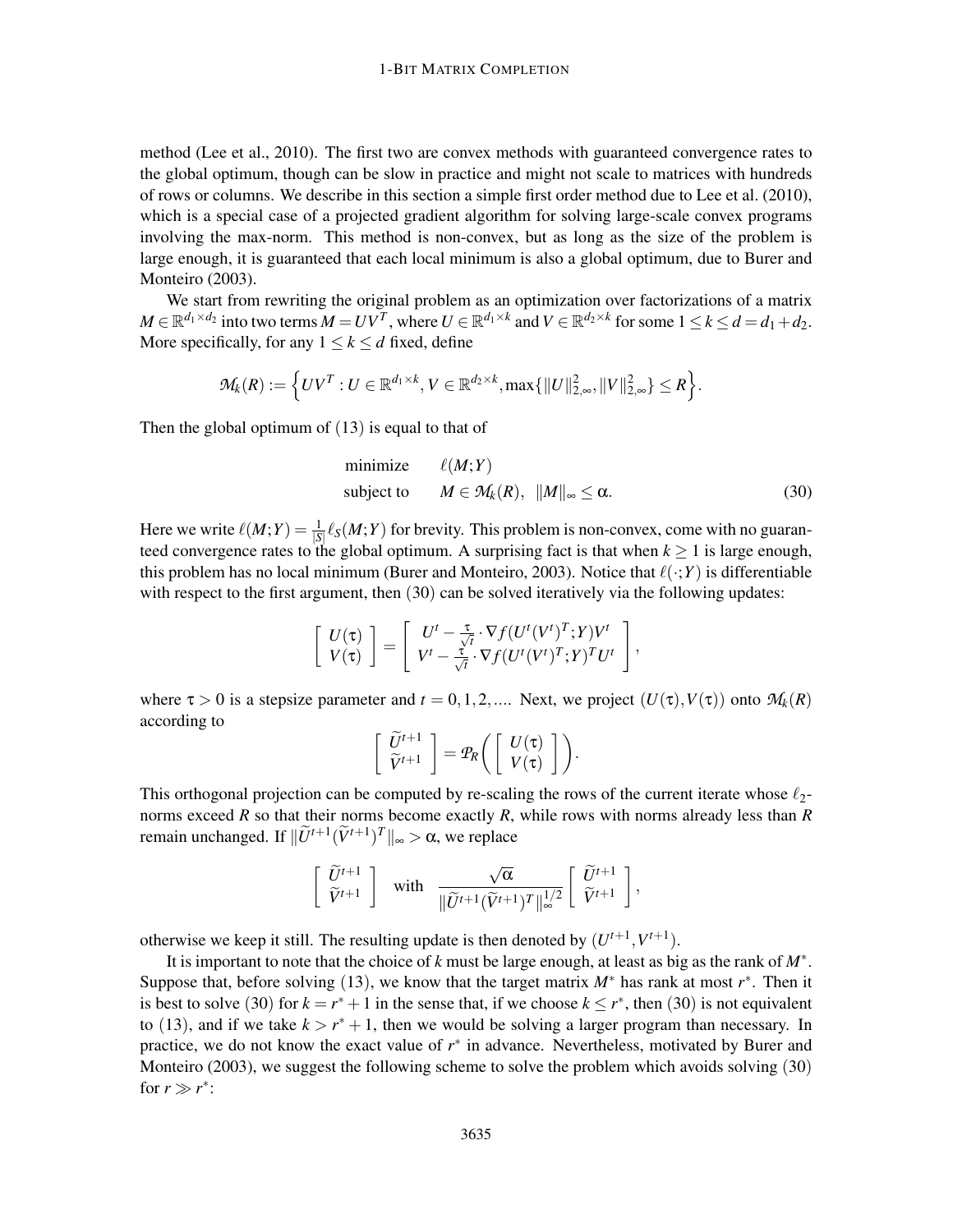method (Lee et al., 2010). The first two are convex methods with guaranteed convergence rates to the global optimum, though can be slow in practice and might not scale to matrices with hundreds of rows or columns. We describe in this section a simple first order method due to Lee et al. (2010), which is a special case of a projected gradient algorithm for solving large-scale convex programs involving the max-norm. This method is non-convex, but as long as the size of the problem is large enough, it is guaranteed that each local minimum is also a global optimum, due to Burer and Monteiro (2003).

We start from rewriting the original problem as an optimization over factorizations of a matrix $M \in \mathbb{R}^{d_1 \times d_2}$ into two terms $M = UV^T$, where $U \in \mathbb{R}^{d_1 \times k}$ and $V \in \mathbb{R}^{d_2 \times k}$ for some $1 \leq k \leq d = d_1 + d_2$. More specifically, for any $1 \leq k \leq d$ fixed, define

$$\mathcal{M}_k(R) := \Big\{ UV^T : U \in \mathbb{R}^{d_1 \times k}, V \in \mathbb{R}^{d_2 \times k}, \max\{\|U\|_{2,\infty}^2, \|V\|_{2,\infty}^2\} \leq R \Big\}.$$

Then the global optimum of (13) is equal to that of

$$\begin{aligned} &\text{minimize} \quad && \ell(M;Y) \\ &\text{subject to} \quad && M \in \mathcal{M}_k(R), \;\; \|M\|_\infty \leq \alpha. \end{aligned} \tag{30}$$

Here we write $\ell(M;Y) = \frac{1}{|S|}\ell_S(M;Y)$ for brevity. This problem is non-convex, come with no guaranteed convergence rates to the global optimum. A surprising fact is that when $k \geq 1$ is large enough, this problem has no local minimum (Burer and Monteiro, 2003). Notice that $\ell(\cdot;Y)$ is differentiable with respect to the first argument, then (30) can be solved iteratively via the following updates:

$$\left[\begin{array}{c} U(\tau) \\ V(\tau) \end{array}\right] = \left[\begin{array}{c} U^t - \frac{\tau}{\sqrt{t}} \cdot \nabla f(U^t(V^t)^T;Y)V^t \\ V^t - \frac{\tau}{\sqrt{t}} \cdot \nabla f(U^t(V^t)^T;Y)^T U^t \end{array}\right],$$

where $\tau > 0$ is a stepsize parameter and $t = 0, 1, 2, \ldots$. Next, we project $(U(\tau), V(\tau))$ onto $\mathcal{M}_k(R)$ according to

$$\left[\begin{array}{c} \widetilde{U}^{t+1} \\ \widetilde{V}^{t+1} \end{array}\right] = \mathcal{P}_R\left( \left[\begin{array}{c} U(\tau) \\ V(\tau) \end{array}\right] \right).$$

This orthogonal projection can be computed by re-scaling the rows of the current iterate whose $\ell_2$-norms exceed $R$ so that their norms become exactly $R$, while rows with norms already less than $R$ remain unchanged. If $\|\widetilde{U}^{t+1}(\widetilde{V}^{t+1})^T\|_\infty > \alpha$, we replace

$$\left[\begin{array}{c} \widetilde{U}^{t+1} \\ \widetilde{V}^{t+1} \end{array}\right] \quad \text{with} \quad \frac{\sqrt{\alpha}}{\|\widetilde{U}^{t+1}(\widetilde{V}^{t+1})^T\|_\infty^{1/2}} \left[\begin{array}{c} \widetilde{U}^{t+1} \\ \widetilde{V}^{t+1} \end{array}\right],$$

otherwise we keep it still. The resulting update is then denoted by $(U^{t+1}, V^{t+1})$.

It is important to note that the choice of $k$ must be large enough, at least as big as the rank of $M^*$. Suppose that, before solving (13), we know that the target matrix $M^*$ has rank at most $r^*$. Then it is best to solve (30) for $k = r^* + 1$ in the sense that, if we choose $k \leq r^*$, then (30) is not equivalent to (13), and if we take $k > r^* + 1$, then we would be solving a larger program than necessary. In practice, we do not know the exact value of $r^*$ in advance. Nevertheless, motivated by Burer and Monteiro (2003), we suggest the following scheme to solve the problem which avoids solving (30) for $r \gg r^*$: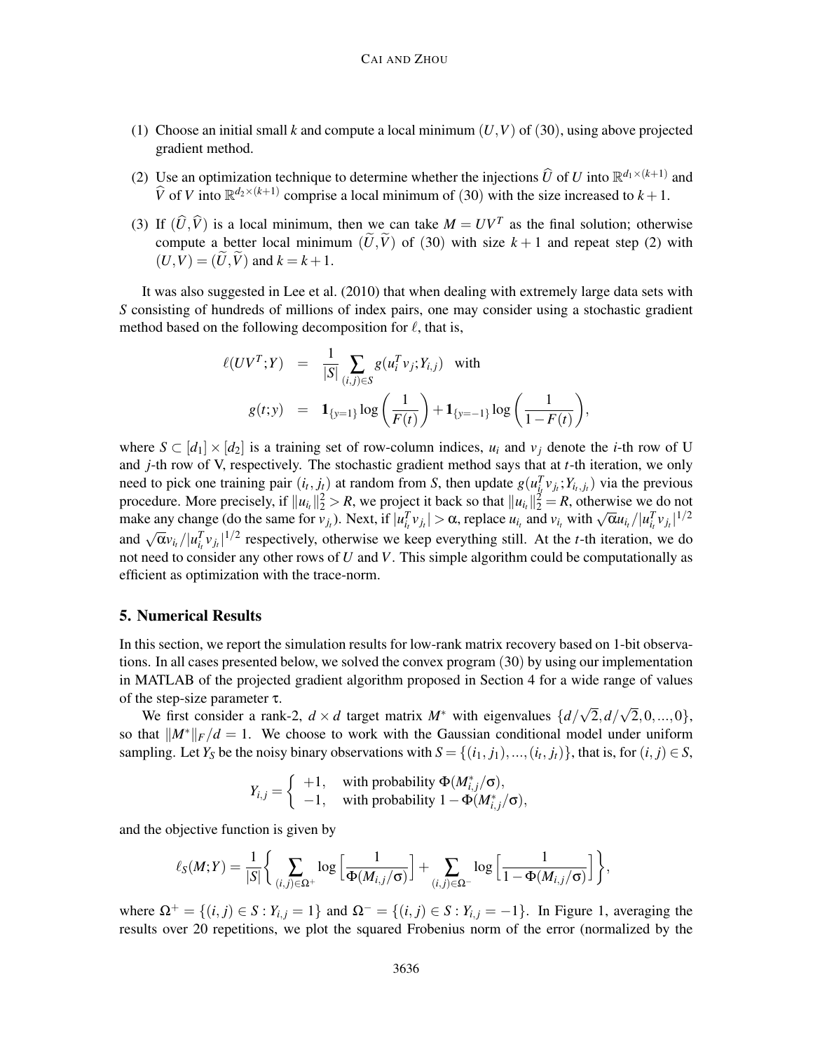(1) Choose an initial small $k$ and compute a local minimum $(U,V)$ of (30), using above projected gradient method.

(2) Use an optimization technique to determine whether the injections $\widehat{U}$ of $U$ into $\mathbb{R}^{d_1 \times (k+1)}$ and $\widehat{V}$ of $V$ into $\mathbb{R}^{d_2 \times (k+1)}$ comprise a local minimum of (30) with the size increased to $k+1$.

(3) If $(\widehat{U}, \widehat{V})$ is a local minimum, then we can take $M = UV^T$ as the final solution; otherwise compute a better local minimum $(\widetilde{U}, \widetilde{V})$ of (30) with size $k+1$ and repeat step (2) with $(U,V) = (\widetilde{U}, \widetilde{V})$ and $k = k+1$.

It was also suggested in Lee et al. (2010) that when dealing with extremely large data sets with $S$ consisting of hundreds of millions of index pairs, one may consider using a stochastic gradient method based on the following decomposition for $\ell$, that is,

$$
\begin{aligned}
\ell(UV^T;Y) &= \frac{1}{|S|} \sum_{(i,j)\in S} g(u_i^T v_j; Y_{i,j}) \quad \text{with} \\
g(t;y) &= \mathbf{1}_{\{y=1\}} \log\left(\frac{1}{F(t)}\right) + \mathbf{1}_{\{y=-1\}} \log\left(\frac{1}{1-F(t)}\right),
\end{aligned}
$$

where $S \subset [d_1] \times [d_2]$ is a training set of row-column indices, $u_i$ and $v_j$ denote the $i$-th row of U and $j$-th row of V, respectively. The stochastic gradient method says that at $t$-th iteration, we only need to pick one training pair $(i_t, j_t)$ at random from $S$, then update $g(u_{i_t}^T v_{j_t}; Y_{i_t, j_t})$ via the previous procedure. More precisely, if $\|u_{i_t}\|_2^2 > R$, we project it back so that $\|u_{i_t}\|_2^2 = R$, otherwise we do not make any change (do the same for $v_{j_t}$). Next, if $|u_{i_t}^T v_{j_t}| > \alpha$, replace $u_{i_t}$ and $v_{i_t}$ with $\sqrt{\alpha} u_{i_t} / |u_{i_t}^T v_{j_t}|^{1/2}$ and $\sqrt{\alpha} v_{i_t} / |u_{i_t}^T v_{j_t}|^{1/2}$ respectively, otherwise we keep everything still. At the $t$-th iteration, we do not need to consider any other rows of $U$ and $V$. This simple algorithm could be computationally as efficient as optimization with the trace-norm.

## 5. Numerical Results

In this section, we report the simulation results for low-rank matrix recovery based on 1-bit observations. In all cases presented below, we solved the convex program (30) by using our implementation in MATLAB of the projected gradient algorithm proposed in Section 4 for a wide range of values of the step-size parameter $\tau$.

We first consider a rank-2, $d \times d$ target matrix $M^*$ with eigenvalues $\{d/\sqrt{2}, d/\sqrt{2}, 0, ..., 0\}$, so that $\|M^*\|_F / d = 1$. We choose to work with the Gaussian conditional model under uniform sampling. Let $Y_S$ be the noisy binary observations with $S = \{(i_1, j_1), ..., (i_t, j_t)\}$, that is, for $(i,j) \in S$,

$$
Y_{i,j} = \begin{cases} +1, & \text{with probability } \Phi(M_{i,j}^*/\sigma), \\ -1, & \text{with probability } 1 - \Phi(M_{i,j}^*/\sigma), \end{cases}
$$

and the objective function is given by

$$
\ell_S(M;Y) = \frac{1}{|S|} \left\{ \sum_{(i,j)\in\Omega^+} \log\left[\frac{1}{\Phi(M_{i,j}/\sigma)}\right] + \sum_{(i,j)\in\Omega^-} \log\left[\frac{1}{1-\Phi(M_{i,j}/\sigma)}\right] \right\},
$$

where $\Omega^+ = \{(i,j) \in S : Y_{i,j} = 1\}$ and $\Omega^- = \{(i,j) \in S : Y_{i,j} = -1\}$. In Figure 1, averaging the results over 20 repetitions, we plot the squared Frobenius norm of the error (normalized by the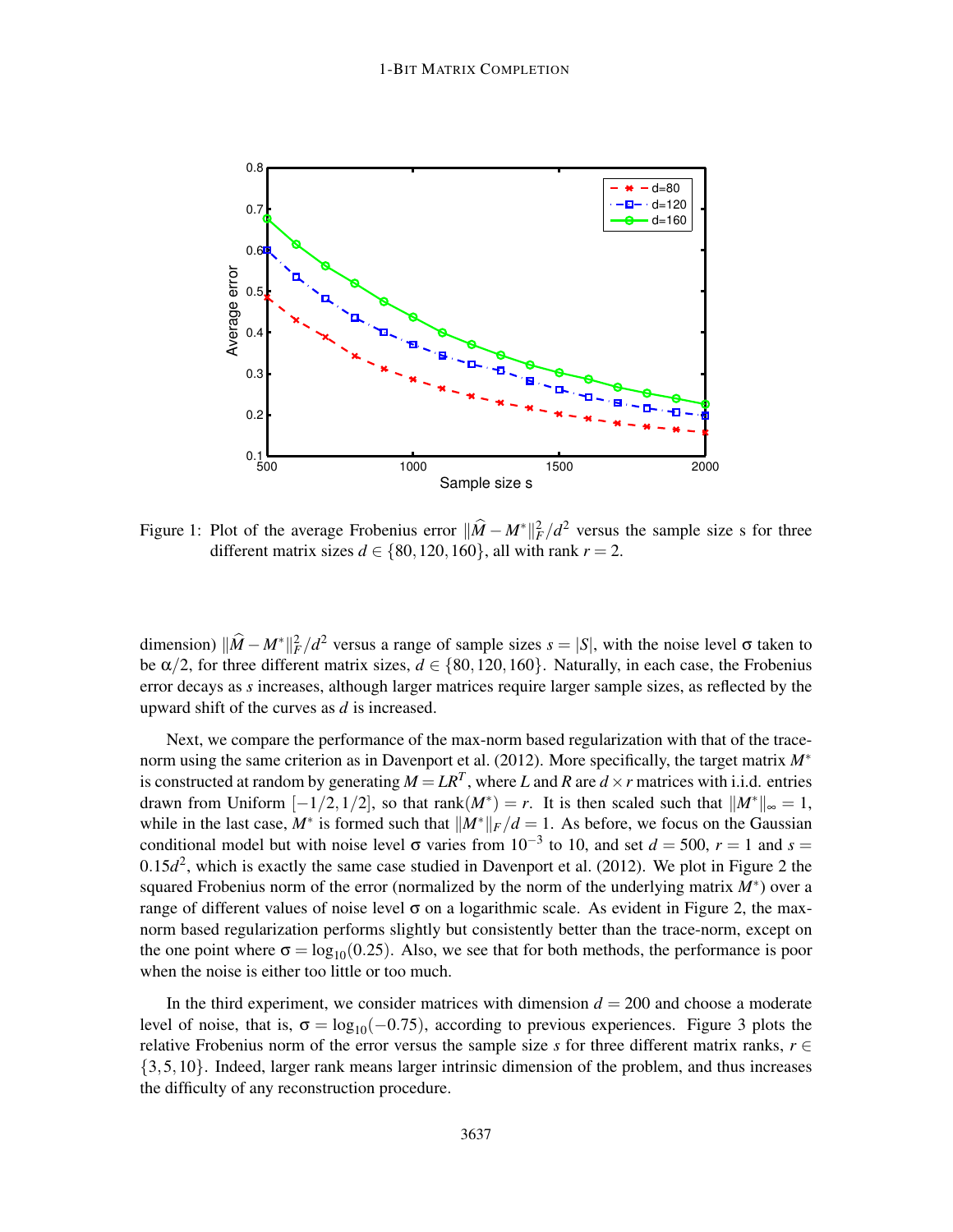Figure 1: Plot of the average Frobenius error $\|\widehat{M} - M^*\|_F^2/d^2$ versus the sample size s for three different matrix sizes $d \in \{80, 120, 160\}$, all with rank $r = 2$.

dimension) $\|\widehat{M} - M^*\|_F^2/d^2$ versus a range of sample sizes $s = |S|$, with the noise level $\sigma$ taken to be $\alpha/2$, for three different matrix sizes, $d \in \{80, 120, 160\}$. Naturally, in each case, the Frobenius error decays as $s$ increases, although larger matrices require larger sample sizes, as reflected by the upward shift of the curves as $d$ is increased.

Next, we compare the performance of the max-norm based regularization with that of the trace-norm using the same criterion as in Davenport et al. (2012). More specifically, the target matrix $M^*$ is constructed at random by generating $M = LR^T$, where $L$ and $R$ are $d \times r$ matrices with i.i.d. entries drawn from Uniform $[-1/2, 1/2]$, so that $\text{rank}(M^*) = r$. It is then scaled such that $\|M^*\|_\infty = 1$, while in the last case, $M^*$ is formed such that $\|M^*\|_F/d = 1$. As before, we focus on the Gaussian conditional model but with noise level $\sigma$ varies from $10^{-3}$ to 10, and set $d = 500$, $r = 1$ and $s = 0.15d^2$, which is exactly the same case studied in Davenport et al. (2012). We plot in Figure 2 the squared Frobenius norm of the error (normalized by the norm of the underlying matrix $M^*$) over a range of different values of noise level $\sigma$ on a logarithmic scale. As evident in Figure 2, the max-norm based regularization performs slightly but consistently better than the trace-norm, except on the one point where $\sigma = \log_{10}(0.25)$. Also, we see that for both methods, the performance is poor when the noise is either too little or too much.

In the third experiment, we consider matrices with dimension $d = 200$ and choose a moderate level of noise, that is, $\sigma = \log_{10}(-0.75)$, according to previous experiences. Figure 3 plots the relative Frobenius norm of the error versus the sample size $s$ for three different matrix ranks, $r \in \{3, 5, 10\}$. Indeed, larger rank means larger intrinsic dimension of the problem, and thus increases the difficulty of any reconstruction procedure.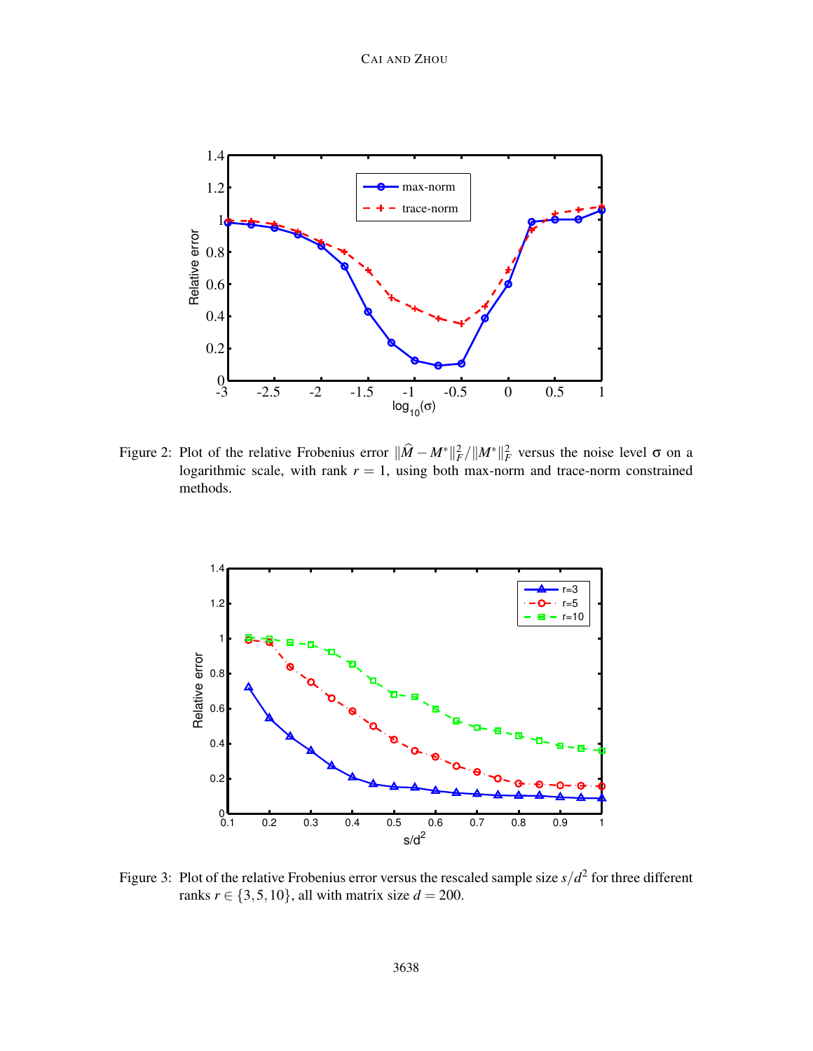Figure 2: Plot of the relative Frobenius error $\|\widehat{M}-M^*\|_F^2/\|M^*\|_F^2$ versus the noise level $\sigma$ on a logarithmic scale, with rank $r=1$, using both max-norm and trace-norm constrained methods.

Figure 3: Plot of the relative Frobenius error versus the rescaled sample size $s/d^2$ for three different ranks $r \in \{3,5,10\}$, all with matrix size $d=200$.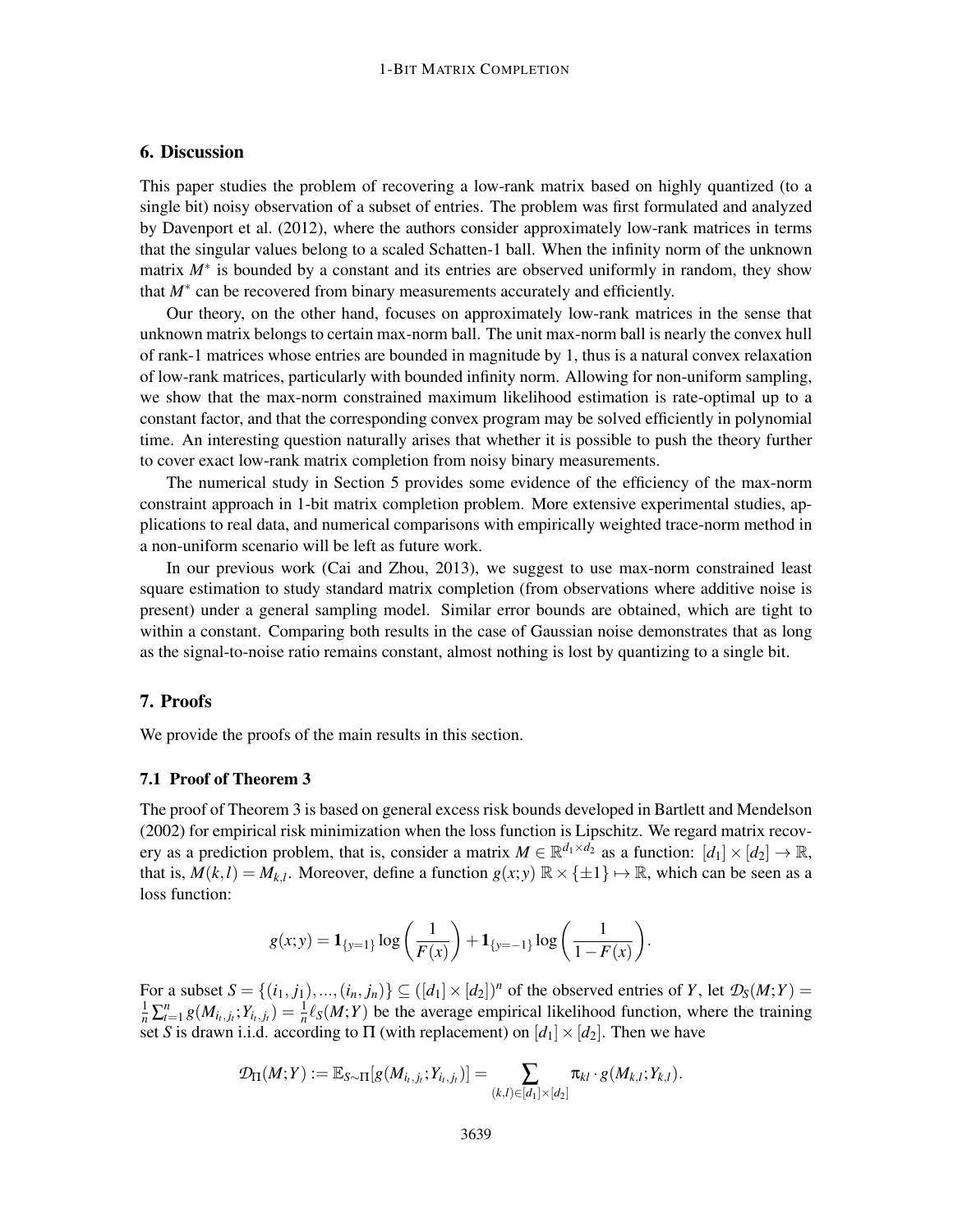## 6. Discussion

This paper studies the problem of recovering a low-rank matrix based on highly quantized (to a single bit) noisy observation of a subset of entries. The problem was first formulated and analyzed by Davenport et al. (2012), where the authors consider approximately low-rank matrices in terms that the singular values belong to a scaled Schatten-1 ball. When the infinity norm of the unknown matrix $M^*$ is bounded by a constant and its entries are observed uniformly in random, they show that $M^*$ can be recovered from binary measurements accurately and efficiently.

Our theory, on the other hand, focuses on approximately low-rank matrices in the sense that unknown matrix belongs to certain max-norm ball. The unit max-norm ball is nearly the convex hull of rank-1 matrices whose entries are bounded in magnitude by 1, thus is a natural convex relaxation of low-rank matrices, particularly with bounded infinity norm. Allowing for non-uniform sampling, we show that the max-norm constrained maximum likelihood estimation is rate-optimal up to a constant factor, and that the corresponding convex program may be solved efficiently in polynomial time. An interesting question naturally arises that whether it is possible to push the theory further to cover exact low-rank matrix completion from noisy binary measurements.

The numerical study in Section 5 provides some evidence of the efficiency of the max-norm constraint approach in 1-bit matrix completion problem. More extensive experimental studies, applications to real data, and numerical comparisons with empirically weighted trace-norm method in a non-uniform scenario will be left as future work.

In our previous work (Cai and Zhou, 2013), we suggest to use max-norm constrained least square estimation to study standard matrix completion (from observations where additive noise is present) under a general sampling model. Similar error bounds are obtained, which are tight to within a constant. Comparing both results in the case of Gaussian noise demonstrates that as long as the signal-to-noise ratio remains constant, almost nothing is lost by quantizing to a single bit.

## 7. Proofs

We provide the proofs of the main results in this section.

### 7.1 Proof of Theorem 3

The proof of Theorem 3 is based on general excess risk bounds developed in Bartlett and Mendelson (2002) for empirical risk minimization when the loss function is Lipschitz. We regard matrix recovery as a prediction problem, that is, consider a matrix $M \in \mathbb{R}^{d_1 \times d_2}$ as a function: $[d_1] \times [d_2] \to \mathbb{R}$, that is, $M(k,l) = M_{k,l}$. Moreover, define a function $g(x;y)\ \mathbb{R} \times \{\pm 1\} \mapsto \mathbb{R}$, which can be seen as a loss function:

$$g(x;y) = \mathbf{1}_{\{y=1\}} \log\left(\frac{1}{F(x)}\right) + \mathbf{1}_{\{y=-1\}} \log\left(\frac{1}{1-F(x)}\right).$$

For a subset $S = \{(i_1, j_1), ..., (i_n, j_n)\} \subseteq ([d_1] \times [d_2])^n$ of the observed entries of $Y$, let $\mathcal{D}_S(M;Y) = \frac{1}{n}\sum_{t=1}^{n} g(M_{i_t,j_t}; Y_{i_t,j_t}) = \frac{1}{n}\ell_S(M;Y)$ be the average empirical likelihood function, where the training set $S$ is drawn i.i.d. according to $\Pi$ (with replacement) on $[d_1] \times [d_2]$. Then we have

$$\mathcal{D}_\Pi(M;Y) := \mathbb{E}_{S\sim\Pi}[g(M_{i_t,j_t}; Y_{i_t,j_t})] = \sum_{(k,l)\in[d_1]\times[d_2]} \pi_{kl} \cdot g(M_{k,l}; Y_{k,l}).$$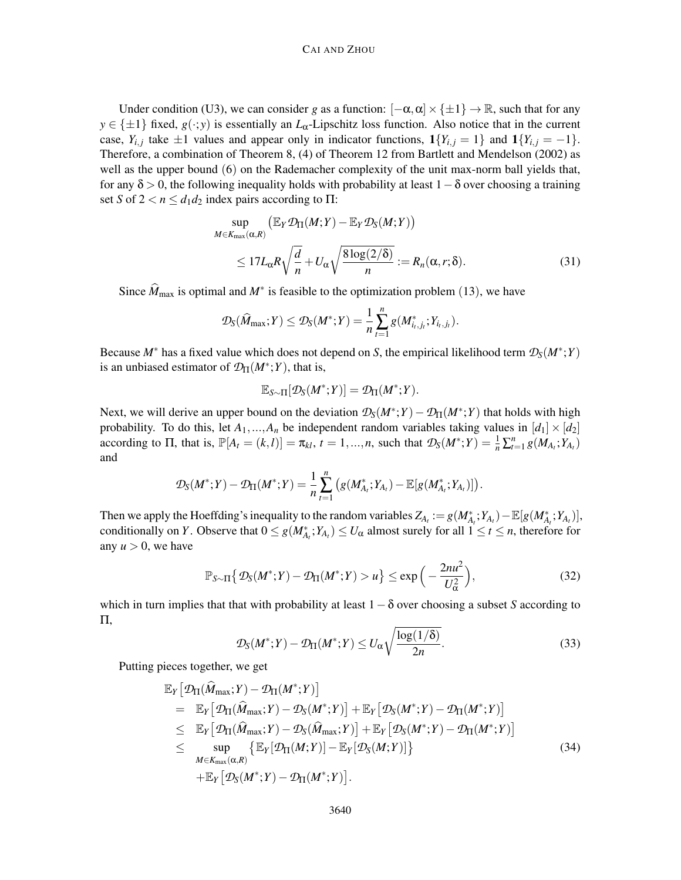Under condition (U3), we can consider $g$ as a function: $[-\alpha,\alpha]\times\{\pm 1\}\to\mathbb{R}$, such that for any $y\in\{\pm 1\}$ fixed, $g(\cdot;y)$ is essentially an $L_\alpha$-Lipschitz loss function. Also notice that in the current case, $Y_{i,j}$ take $\pm 1$ values and appear only in indicator functions, $\mathbf{1}\{Y_{i,j}=1\}$ and $\mathbf{1}\{Y_{i,j}=-1\}$. Therefore, a combination of Theorem 8, (4) of Theorem 12 from Bartlett and Mendelson (2002) as well as the upper bound (6) on the Rademacher complexity of the unit max-norm ball yields that, for any $\delta>0$, the following inequality holds with probability at least $1-\delta$ over choosing a training set $S$ of $2<n\le d_1d_2$ index pairs according to $\Pi$:

$$
\begin{aligned}
&\sup_{M\in K_{\max}(\alpha,R)}\big(\mathbb{E}_Y\mathcal{D}_\Pi(M;Y)-\mathbb{E}_Y\mathcal{D}_S(M;Y)\big)\\
&\qquad\le 17L_\alpha R\sqrt{\frac{d}{n}}+U_\alpha\sqrt{\frac{8\log(2/\delta)}{n}}:=R_n(\alpha,r;\delta). \qquad (31)
\end{aligned}
$$

Since $\widehat{M}_{\max}$ is optimal and $M^*$ is feasible to the optimization problem (13), we have

$$
\mathcal{D}_S(\widehat{M}_{\max};Y)\le\mathcal{D}_S(M^*;Y)=\frac{1}{n}\sum_{t=1}^n g(M^*_{i_t,j_t};Y_{i_t,j_t}).
$$

Because $M^*$ has a fixed value which does not depend on $S$, the empirical likelihood term $\mathcal{D}_S(M^*;Y)$ is an unbiased estimator of $\mathcal{D}_\Pi(M^*;Y)$, that is,

$$
\mathbb{E}_{S\sim\Pi}[\mathcal{D}_S(M^*;Y)]=\mathcal{D}_\Pi(M^*;Y).
$$

Next, we will derive an upper bound on the deviation $\mathcal{D}_S(M^*;Y)-\mathcal{D}_\Pi(M^*;Y)$ that holds with high probability. To do this, let $A_1,\ldots,A_n$ be independent random variables taking values in $[d_1]\times[d_2]$ according to $\Pi$, that is, $\mathbb{P}[A_t=(k,l)]=\pi_{kl}$, $t=1,\ldots,n$, such that $\mathcal{D}_S(M^*;Y)=\frac{1}{n}\sum_{t=1}^n g(M_{A_t};Y_{A_t})$ and

$$
\mathcal{D}_S(M^*;Y)-\mathcal{D}_\Pi(M^*;Y)=\frac{1}{n}\sum_{t=1}^n\big(g(M^*_{A_t};Y_{A_t})-\mathbb{E}[g(M^*_{A_t};Y_{A_t})]\big).
$$

Then we apply the Hoeffding's inequality to the random variables $Z_{A_t}:=g(M^*_{A_t};Y_{A_t})-\mathbb{E}[g(M^*_{A_t};Y_{A_t})]$, conditionally on $Y$. Observe that $0\le g(M^*_{A_t};Y_{A_t})\le U_\alpha$ almost surely for all $1\le t\le n$, therefore for any $u>0$, we have

$$
\mathbb{P}_{S\sim\Pi}\big\{\mathcal{D}_S(M^*;Y)-\mathcal{D}_\Pi(M^*;Y)>u\big\}\le\exp\Big(-\frac{2nu^2}{U_\alpha^2}\Big), \qquad (32)
$$

which in turn implies that that with probability at least $1-\delta$ over choosing a subset $S$ according to $\Pi$,

$$
\mathcal{D}_S(M^*;Y)-\mathcal{D}_\Pi(M^*;Y)\le U_\alpha\sqrt{\frac{\log(1/\delta)}{2n}}. \qquad (33)
$$

Putting pieces together, we get

$$
\begin{aligned}
&\mathbb{E}_Y\big[\mathcal{D}_\Pi(\widehat{M}_{\max};Y)-\mathcal{D}_\Pi(M^*;Y)\big]\\
&=\ \mathbb{E}_Y\big[\mathcal{D}_\Pi(\widehat{M}_{\max};Y)-\mathcal{D}_S(M^*;Y)\big]+\mathbb{E}_Y\big[\mathcal{D}_S(M^*;Y)-\mathcal{D}_\Pi(M^*;Y)\big]\\
&\le\ \mathbb{E}_Y\big[\mathcal{D}_\Pi(\widehat{M}_{\max};Y)-\mathcal{D}_S(\widehat{M}_{\max};Y)\big]+\mathbb{E}_Y\big[\mathcal{D}_S(M^*;Y)-\mathcal{D}_\Pi(M^*;Y)\big]\\
&\le\ \sup_{M\in K_{\max}(\alpha,R)}\big\{\mathbb{E}_Y[\mathcal{D}_\Pi(M;Y)]-\mathbb{E}_Y[\mathcal{D}_S(M;Y)]\big\} \qquad (34)\\
&\quad+\mathbb{E}_Y\big[\mathcal{D}_S(M^*;Y)-\mathcal{D}_\Pi(M^*;Y)\big].
\end{aligned}
$$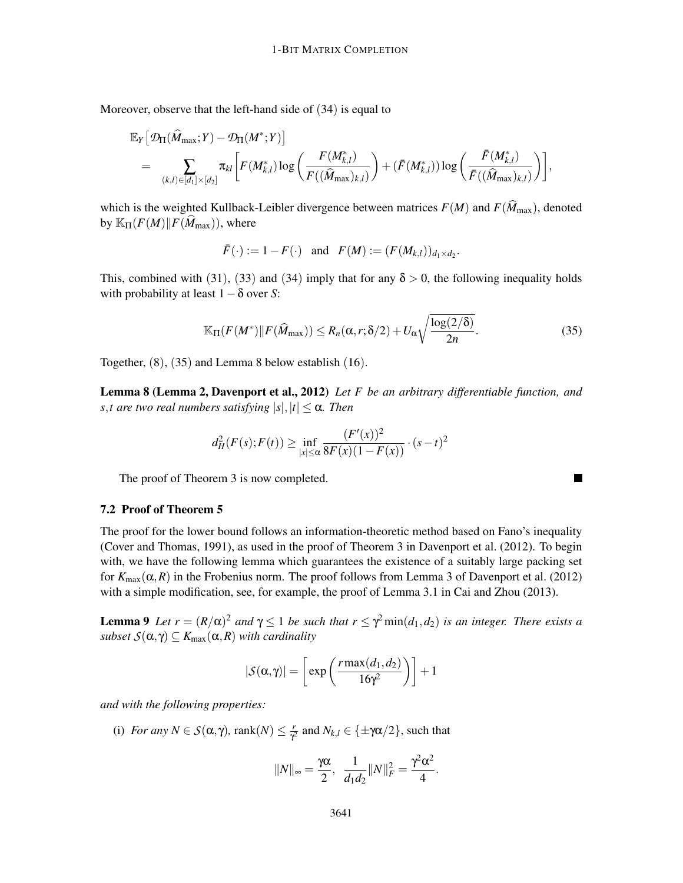Moreover, observe that the left-hand side of (34) is equal to

$$
\begin{aligned}
&\mathbb{E}_Y\left[\mathcal{D}_\Pi(\widehat{M}_{\max};Y) - \mathcal{D}_\Pi(M^*;Y)\right] \\
&= \sum_{(k,l)\in[d_1]\times[d_2]} \pi_{kl}\left[F(M^*_{k,l})\log\left(\frac{F(M^*_{k,l})}{F((\widehat{M}_{\max})_{k,l})}\right) + (\bar{F}(M^*_{k,l}))\log\left(\frac{\bar{F}(M^*_{k,l})}{\bar{F}((\widehat{M}_{\max})_{k,l})}\right)\right],
\end{aligned}
$$

which is the weighted Kullback-Leibler divergence between matrices $F(M)$ and $F(\widehat{M}_{\max})$, denoted by $\mathbb{K}_\Pi(F(M)\|F(\widehat{M}_{\max}))$, where

$$
\bar{F}(\cdot) := 1 - F(\cdot) \quad \text{and} \quad F(M) := (F(M_{k,l}))_{d_1\times d_2}.
$$

This, combined with (31), (33) and (34) imply that for any $\delta > 0$, the following inequality holds with probability at least $1-\delta$ over $S$:

$$
\mathbb{K}_\Pi(F(M^*)\|F(\widehat{M}_{\max})) \le R_n(\alpha, r; \delta/2) + U_\alpha\sqrt{\frac{\log(2/\delta)}{2n}}. \tag{35}
$$

Together, (8), (35) and Lemma 8 below establish (16).

**Lemma 8 (Lemma 2, Davenport et al., 2012)** *Let $F$ be an arbitrary differentiable function, and $s,t$ are two real numbers satisfying $|s|,|t| \le \alpha$. Then*

$$
d_H^2(F(s);F(t)) \ge \inf_{|x|\le\alpha} \frac{(F'(x))^2}{8F(x)(1-F(x))}\cdot(s-t)^2
$$

The proof of Theorem 3 is now completed. ■

### 7.2 Proof of Theorem 5

The proof for the lower bound follows an information-theoretic method based on Fano's inequality (Cover and Thomas, 1991), as used in the proof of Theorem 3 in Davenport et al. (2012). To begin with, we have the following lemma which guarantees the existence of a suitably large packing set for $K_{\max}(\alpha, R)$ in the Frobenius norm. The proof follows from Lemma 3 of Davenport et al. (2012) with a simple modification, see, for example, the proof of Lemma 3.1 in Cai and Zhou (2013).

**Lemma 9** *Let $r = (R/\alpha)^2$ and $\gamma \le 1$ be such that $r \le \gamma^2 \min(d_1,d_2)$ is an integer. There exists a subset $\mathcal{S}(\alpha,\gamma) \subseteq K_{\max}(\alpha,R)$ with cardinality*

$$
|\mathcal{S}(\alpha,\gamma)| = \left[\exp\left(\frac{r\max(d_1,d_2)}{16\gamma^2}\right)\right] + 1
$$

*and with the following properties:*

(i) *For any $N \in \mathcal{S}(\alpha,\gamma)$,* $\text{rank}(N) \le \frac{r}{\gamma^2}$ and $N_{k,l} \in \{\pm\gamma\alpha/2\}$, such that

$$
\|N\|_\infty = \frac{\gamma\alpha}{2}, \quad \frac{1}{d_1 d_2}\|N\|_F^2 = \frac{\gamma^2\alpha^2}{4}.
$$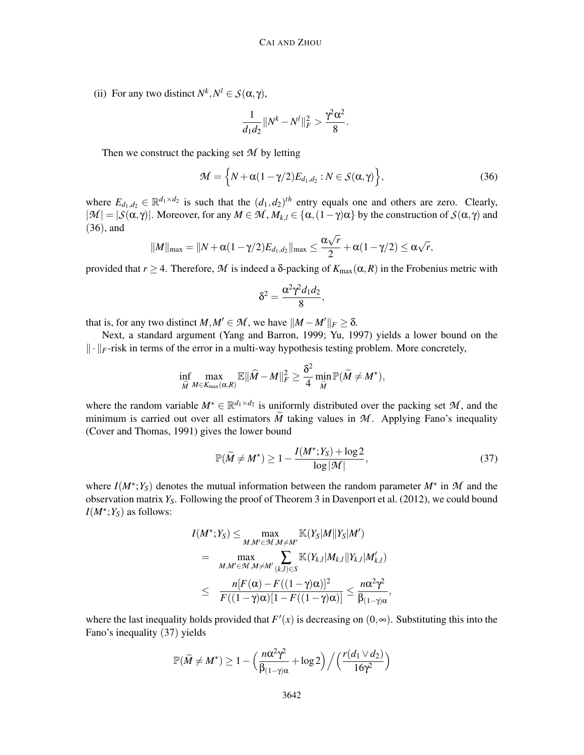(ii) For any two distinct $N^k, N^l \in \mathcal{S}(\alpha,\gamma)$,

$$\frac{1}{d_1 d_2}\|N^k - N^l\|_F^2 > \frac{\gamma^2\alpha^2}{8}.$$

Then we construct the packing set $\mathcal{M}$ by letting

$$\mathcal{M} = \Big\{ N + \alpha(1-\gamma/2)E_{d_1,d_2} : N \in \mathcal{S}(\alpha,\gamma) \Big\}, \tag{36}$$

where $E_{d_1,d_2} \in \mathbb{R}^{d_1\times d_2}$ is such that the $(d_1,d_2)^{th}$ entry equals one and others are zero. Clearly, $|\mathcal{M}| = |\mathcal{S}(\alpha,\gamma)|$. Moreover, for any $M \in \mathcal{M}$, $M_{k,l} \in \{\alpha, (1-\gamma)\alpha\}$ by the construction of $\mathcal{S}(\alpha,\gamma)$ and (36), and

$$\|M\|_{\max} = \|N + \alpha(1-\gamma/2)E_{d_1,d_2}\|_{\max} \le \frac{\alpha\sqrt{r}}{2} + \alpha(1-\gamma/2) \le \alpha\sqrt{r},$$

provided that $r \ge 4$. Therefore, $\mathcal{M}$ is indeed a $\delta$-packing of $K_{\max}(\alpha,R)$ in the Frobenius metric with

$$\delta^2 = \frac{\alpha^2\gamma^2 d_1 d_2}{8},$$

that is, for any two distinct $M, M' \in \mathcal{M}$, we have $\|M - M'\|_F \ge \delta$.

Next, a standard argument (Yang and Barron, 1999; Yu, 1997) yields a lower bound on the $\|\cdot\|_F$-risk in terms of the error in a multi-way hypothesis testing problem. More concretely,

$$\inf_{\widehat{M}} \max_{M\in K_{\max}(\alpha,R)} \mathbb{E}\|\widehat{M} - M\|_F^2 \ge \frac{\delta^2}{4}\min_{\widetilde{M}} \mathbb{P}(\widetilde{M} \ne M^\star),$$

where the random variable $M^\star \in \mathbb{R}^{d_1\times d_2}$ is uniformly distributed over the packing set $\mathcal{M}$, and the minimum is carried out over all estimators $\widetilde{M}$ taking values in $\mathcal{M}$. Applying Fano's inequality (Cover and Thomas, 1991) gives the lower bound

$$\mathbb{P}(\widetilde{M} \ne M^\star) \ge 1 - \frac{I(M^\star; Y_S) + \log 2}{\log|\mathcal{M}|}, \tag{37}$$

where $I(M^\star;Y_S)$ denotes the mutual information between the random parameter $M^\star$ in $\mathcal{M}$ and the observation matrix $Y_S$. Following the proof of Theorem 3 in Davenport et al. (2012), we could bound $I(M^\star;Y_S)$ as follows:

$$\begin{aligned} I(M^\star;Y_S) &\le \max_{M,M'\in\mathcal{M}, M\ne M'} \mathbb{K}(Y_S|M \| Y_S|M') \\ &= \max_{M,M'\in\mathcal{M}, M\ne M'} \sum_{(k,l)\in S} \mathbb{K}(Y_{k,l}|M_{k,l} \| Y_{k,l}|M'_{k,l}) \\ &\le \frac{n[F(\alpha) - F((1-\gamma)\alpha)]^2}{F((1-\gamma)\alpha)[1 - F((1-\gamma)\alpha)]} \le \frac{n\alpha^2\gamma^2}{\beta_{(1-\gamma)\alpha}}, \end{aligned}$$

where the last inequality holds provided that $F'(x)$ is decreasing on $(0,\infty)$. Substituting this into the Fano's inequality (37) yields

$$\mathbb{P}(\widetilde{M} \ne M^\star) \ge 1 - \Big(\frac{n\alpha^2\gamma^2}{\beta_{(1-\gamma)\alpha}} + \log 2\Big) \Big/ \Big(\frac{r(d_1 \vee d_2)}{16\gamma^2}\Big)$$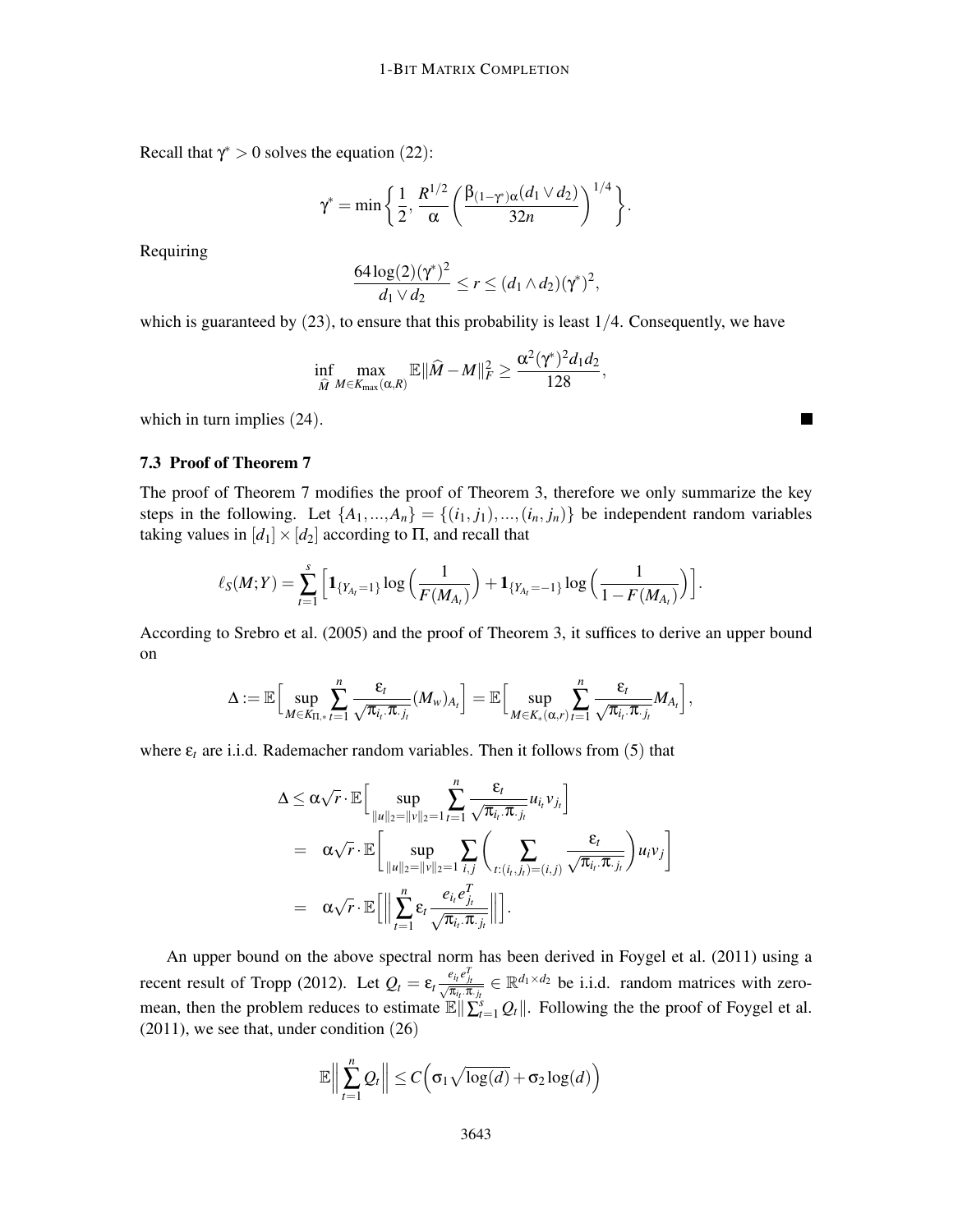Recall that $\gamma^* > 0$ solves the equation (22):

$$\gamma^* = \min\left\{\frac{1}{2}, \frac{R^{1/2}}{\alpha}\left(\frac{\beta_{(1-\gamma^*)\alpha}(d_1 \vee d_2)}{32n}\right)^{1/4}\right\}.$$

Requiring

$$\frac{64\log(2)(\gamma^*)^2}{d_1 \vee d_2} \le r \le (d_1 \wedge d_2)(\gamma^*)^2,$$

which is guaranteed by (23), to ensure that this probability is least $1/4$. Consequently, we have

$$\inf_{\widehat{M}} \max_{M \in K_{\max}(\alpha,R)} \mathbb{E}\|\widehat{M} - M\|_F^2 \ge \frac{\alpha^2(\gamma^*)^2 d_1 d_2}{128},$$

which in turn implies (24). ∎

### 7.3 Proof of Theorem 7

The proof of Theorem 7 modifies the proof of Theorem 3, therefore we only summarize the key steps in the following. Let $\{A_1, ..., A_n\} = \{(i_1, j_1), ..., (i_n, j_n)\}$ be independent random variables taking values in $[d_1] \times [d_2]$ according to $\Pi$, and recall that

$$\ell_S(M;Y) = \sum_{t=1}^{s}\Big[\mathbf{1}_{\{Y_{A_t}=1\}}\log\Big(\frac{1}{F(M_{A_t})}\Big) + \mathbf{1}_{\{Y_{A_t}=-1\}}\log\Big(\frac{1}{1-F(M_{A_t})}\Big)\Big].$$

According to Srebro et al. (2005) and the proof of Theorem 3, it suffices to derive an upper bound on

$$\Delta := \mathbb{E}\Big[\sup_{M \in K_{\Pi,*}} \sum_{t=1}^{n} \frac{\varepsilon_t}{\sqrt{\pi_{i_t\cdot}\pi_{\cdot j_t}}}(M_w)_{A_t}\Big] = \mathbb{E}\Big[\sup_{M \in K_*(\alpha,r)} \sum_{t=1}^{n} \frac{\varepsilon_t}{\sqrt{\pi_{i_t\cdot}\pi_{\cdot j_t}}} M_{A_t}\Big],$$

where $\varepsilon_t$ are i.i.d. Rademacher random variables. Then it follows from (5) that

$$\begin{aligned}
\Delta &\le \alpha\sqrt{r}\cdot\mathbb{E}\Big[\sup_{\|u\|_2=\|v\|_2=1} \sum_{t=1}^{n} \frac{\varepsilon_t}{\sqrt{\pi_{i_t\cdot}\pi_{\cdot j_t}}} u_{i_t} v_{j_t}\Big] \\
&= \alpha\sqrt{r}\cdot\mathbb{E}\Bigg[\sup_{\|u\|_2=\|v\|_2=1} \sum_{i,j}\Bigg(\sum_{t:(i_t,j_t)=(i,j)} \frac{\varepsilon_t}{\sqrt{\pi_{i_t\cdot}\pi_{\cdot j_t}}}\Bigg) u_i v_j\Bigg] \\
&= \alpha\sqrt{r}\cdot\mathbb{E}\Big[\Big\|\sum_{t=1}^{n} \varepsilon_t \frac{e_{i_t} e_{j_t}^T}{\sqrt{\pi_{i_t\cdot}\pi_{\cdot j_t}}}\Big\|\Big].
\end{aligned}$$

An upper bound on the above spectral norm has been derived in Foygel et al. (2011) using a recent result of Tropp (2012). Let $Q_t = \varepsilon_t \frac{e_{i_t} e_{j_t}^T}{\sqrt{\pi_{i_t\cdot}\pi_{\cdot j_t}}} \in \mathbb{R}^{d_1 \times d_2}$ be i.i.d. random matrices with zero-mean, then the problem reduces to estimate $\mathbb{E}\|\sum_{t=1}^{s} Q_t\|$. Following the the proof of Foygel et al. (2011), we see that, under condition (26)

$$\mathbb{E}\Big\|\sum_{t=1}^{n} Q_t\Big\| \le C\Big(\sigma_1\sqrt{\log(d)} + \sigma_2\log(d)\Big)$$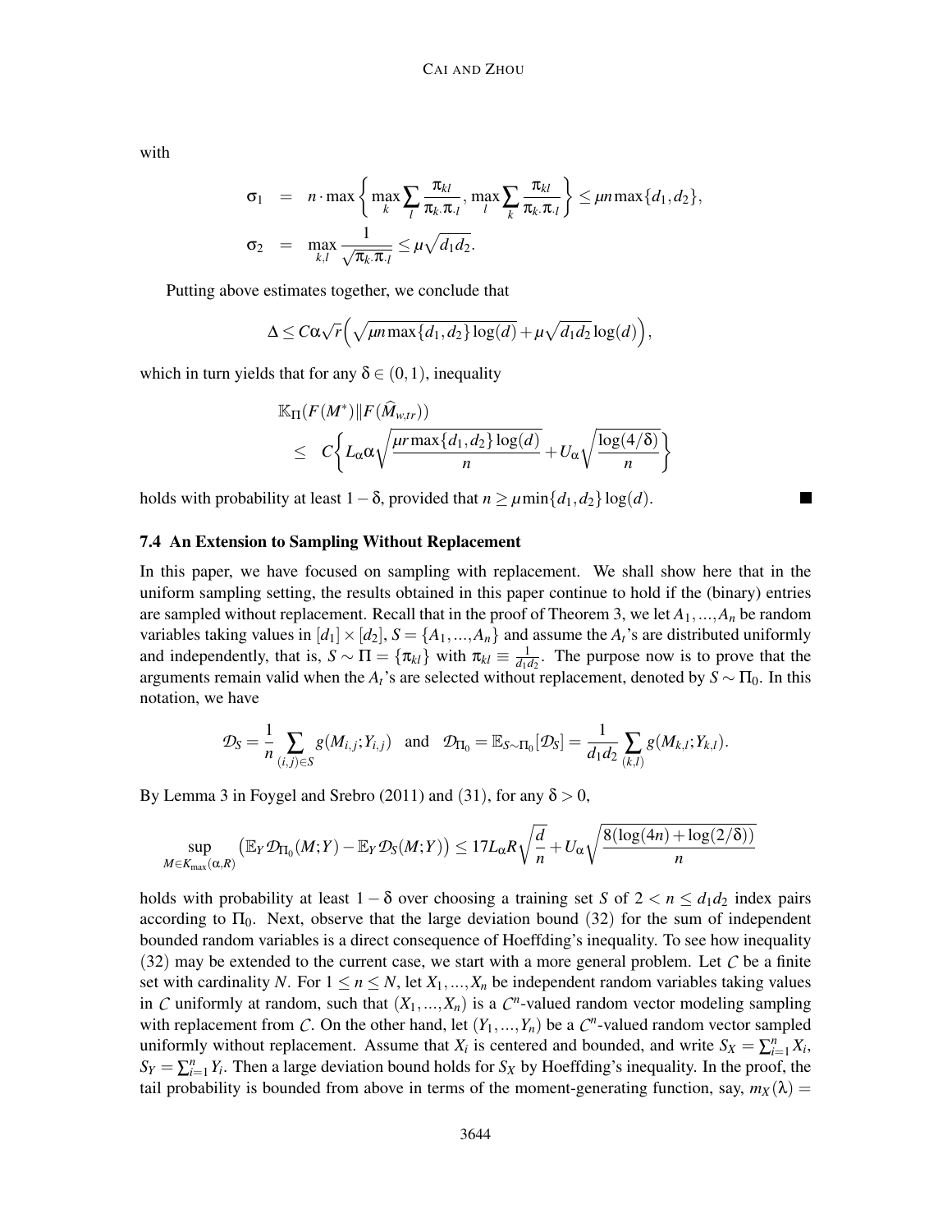with

$$\sigma_1 = n \cdot \max\left\{ \max_k \sum_l \frac{\pi_{kl}}{\pi_{k\cdot}\pi_{\cdot l}}, \max_l \sum_k \frac{\pi_{kl}}{\pi_{k\cdot}\pi_{\cdot l}} \right\} \leq \mu n \max\{d_1, d_2\},$$

$$\sigma_2 = \max_{k,l} \frac{1}{\sqrt{\pi_{k\cdot}\pi_{\cdot l}}} \leq \mu\sqrt{d_1 d_2}.$$

Putting above estimates together, we conclude that

$$\Delta \leq C\alpha\sqrt{r}\Big(\sqrt{\mu n \max\{d_1,d_2\}\log(d)} + \mu\sqrt{d_1 d_2}\log(d)\Big),$$

which in turn yields that for any $\delta \in (0,1)$, inequality

$$\mathbb{K}_\Pi(F(M^*)\|F(\widehat{M}_{w,tr})) \leq C\left\{ L_\alpha \alpha \sqrt{\frac{\mu r \max\{d_1,d_2\}\log(d)}{n}} + U_\alpha\sqrt{\frac{\log(4/\delta)}{n}} \right\}$$

holds with probability at least $1-\delta$, provided that $n \geq \mu \min\{d_1,d_2\}\log(d)$. ■

### 7.4 An Extension to Sampling Without Replacement

In this paper, we have focused on sampling with replacement. We shall show here that in the uniform sampling setting, the results obtained in this paper continue to hold if the (binary) entries are sampled without replacement. Recall that in the proof of Theorem 3, we let $A_1,...,A_n$ be random variables taking values in $[d_1]\times[d_2]$, $S = \{A_1,...,A_n\}$ and assume the $A_t$'s are distributed uniformly and independently, that is, $S \sim \Pi = \{\pi_{kl}\}$ with $\pi_{kl} \equiv \frac{1}{d_1 d_2}$. The purpose now is to prove that the arguments remain valid when the $A_t$'s are selected without replacement, denoted by $S \sim \Pi_0$. In this notation, we have

$$\mathcal{D}_S = \frac{1}{n}\sum_{(i,j)\in S} g(M_{i,j};Y_{i,j}) \quad \text{and} \quad \mathcal{D}_{\Pi_0} = \mathbb{E}_{S\sim\Pi_0}[\mathcal{D}_S] = \frac{1}{d_1 d_2}\sum_{(k,l)} g(M_{k,l};Y_{k,l}).$$

By Lemma 3 in Foygel and Srebro (2011) and (31), for any $\delta > 0$,

$$\sup_{M\in K_{\max}(\alpha,R)} \big(\mathbb{E}_Y \mathcal{D}_{\Pi_0}(M;Y) - \mathbb{E}_Y \mathcal{D}_S(M;Y)\big) \leq 17 L_\alpha R\sqrt{\frac{d}{n}} + U_\alpha\sqrt{\frac{8(\log(4n)+\log(2/\delta))}{n}}$$

holds with probability at least $1-\delta$ over choosing a training set $S$ of $2 < n \leq d_1 d_2$ index pairs according to $\Pi_0$. Next, observe that the large deviation bound (32) for the sum of independent bounded random variables is a direct consequence of Hoeffding's inequality. To see how inequality (32) may be extended to the current case, we start with a more general problem. Let $\mathcal{C}$ be a finite set with cardinality $N$. For $1 \leq n \leq N$, let $X_1,...,X_n$ be independent random variables taking values in $\mathcal{C}$ uniformly at random, such that $(X_1,...,X_n)$ is a $\mathcal{C}^n$-valued random vector modeling sampling with replacement from $\mathcal{C}$. On the other hand, let $(Y_1,...,Y_n)$ be a $\mathcal{C}^n$-valued random vector sampled uniformly without replacement. Assume that $X_i$ is centered and bounded, and write $S_X = \sum_{i=1}^n X_i$, $S_Y = \sum_{i=1}^n Y_i$. Then a large deviation bound holds for $S_X$ by Hoeffding's inequality. In the proof, the tail probability is bounded from above in terms of the moment-generating function, say, $m_X(\lambda) =$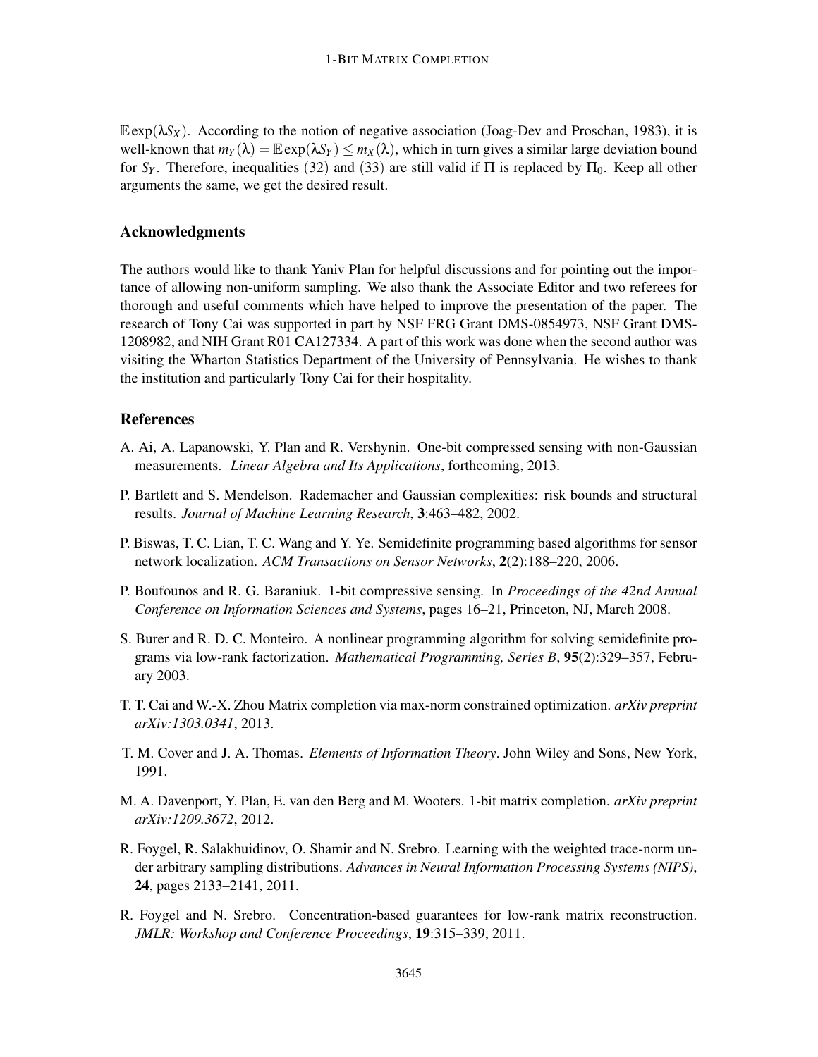$\mathbb{E}\exp(\lambda S_X)$. According to the notion of negative association (Joag-Dev and Proschan, 1983), it is well-known that $m_Y(\lambda) = \mathbb{E}\exp(\lambda S_Y) \leq m_X(\lambda)$, which in turn gives a similar large deviation bound for $S_Y$. Therefore, inequalities (32) and (33) are still valid if $\Pi$ is replaced by $\Pi_0$. Keep all other arguments the same, we get the desired result.

## Acknowledgments

The authors would like to thank Yaniv Plan for helpful discussions and for pointing out the importance of allowing non-uniform sampling. We also thank the Associate Editor and two referees for thorough and useful comments which have helped to improve the presentation of the paper. The research of Tony Cai was supported in part by NSF FRG Grant DMS-0854973, NSF Grant DMS-1208982, and NIH Grant R01 CA127334. A part of this work was done when the second author was visiting the Wharton Statistics Department of the University of Pennsylvania. He wishes to thank the institution and particularly Tony Cai for their hospitality.

## References

A. Ai, A. Lapanowski, Y. Plan and R. Vershynin. One-bit compressed sensing with non-Gaussian measurements. *Linear Algebra and Its Applications*, forthcoming, 2013.

P. Bartlett and S. Mendelson. Rademacher and Gaussian complexities: risk bounds and structural results. *Journal of Machine Learning Research*, **3**:463–482, 2002.

P. Biswas, T. C. Lian, T. C. Wang and Y. Ye. Semidefinite programming based algorithms for sensor network localization. *ACM Transactions on Sensor Networks*, **2**(2):188–220, 2006.

P. Boufounos and R. G. Baraniuk. 1-bit compressive sensing. In *Proceedings of the 42nd Annual Conference on Information Sciences and Systems*, pages 16–21, Princeton, NJ, March 2008.

S. Burer and R. D. C. Monteiro. A nonlinear programming algorithm for solving semidefinite programs via low-rank factorization. *Mathematical Programming, Series B*, **95**(2):329–357, February 2003.

T. T. Cai and W.-X. Zhou Matrix completion via max-norm constrained optimization. *arXiv preprint arXiv:1303.0341*, 2013.

T. M. Cover and J. A. Thomas. *Elements of Information Theory*. John Wiley and Sons, New York, 1991.

M. A. Davenport, Y. Plan, E. van den Berg and M. Wooters. 1-bit matrix completion. *arXiv preprint arXiv:1209.3672*, 2012.

R. Foygel, R. Salakhuidinov, O. Shamir and N. Srebro. Learning with the weighted trace-norm under arbitrary sampling distributions. *Advances in Neural Information Processing Systems (NIPS)*, **24**, pages 2133–2141, 2011.

R. Foygel and N. Srebro. Concentration-based guarantees for low-rank matrix reconstruction. *JMLR: Workshop and Conference Proceedings*, **19**:315–339, 2011.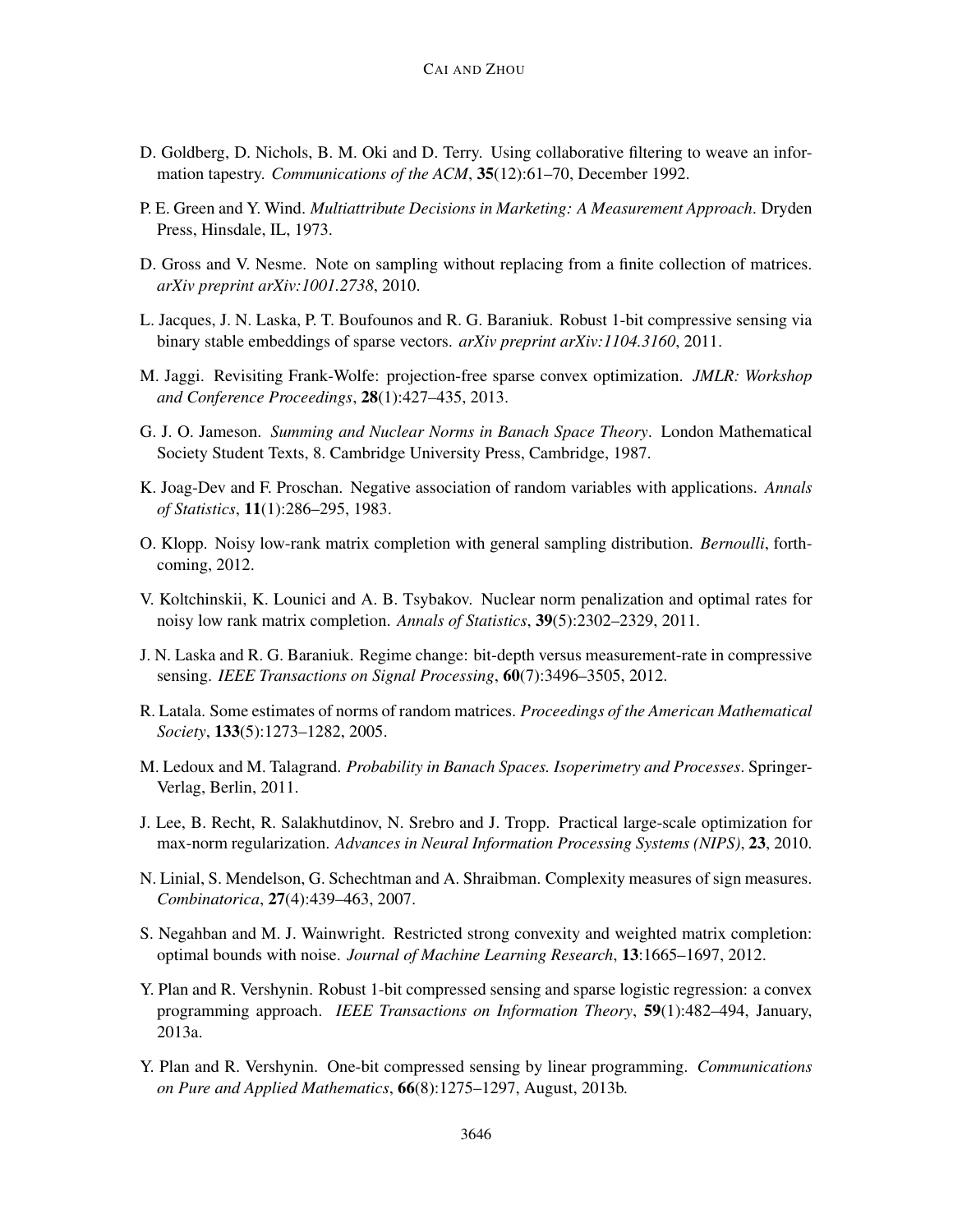D. Goldberg, D. Nichols, B. M. Oki and D. Terry. Using collaborative filtering to weave an information tapestry. *Communications of the ACM*, **35**(12):61–70, December 1992.

P. E. Green and Y. Wind. *Multiattribute Decisions in Marketing: A Measurement Approach*. Dryden Press, Hinsdale, IL, 1973.

D. Gross and V. Nesme. Note on sampling without replacing from a finite collection of matrices. *arXiv preprint arXiv:1001.2738*, 2010.

L. Jacques, J. N. Laska, P. T. Boufounos and R. G. Baraniuk. Robust 1-bit compressive sensing via binary stable embeddings of sparse vectors. *arXiv preprint arXiv:1104.3160*, 2011.

M. Jaggi. Revisiting Frank-Wolfe: projection-free sparse convex optimization. *JMLR: Workshop and Conference Proceedings*, **28**(1):427–435, 2013.

G. J. O. Jameson. *Summing and Nuclear Norms in Banach Space Theory*. London Mathematical Society Student Texts, 8. Cambridge University Press, Cambridge, 1987.

K. Joag-Dev and F. Proschan. Negative association of random variables with applications. *Annals of Statistics*, **11**(1):286–295, 1983.

O. Klopp. Noisy low-rank matrix completion with general sampling distribution. *Bernoulli*, forthcoming, 2012.

V. Koltchinskii, K. Lounici and A. B. Tsybakov. Nuclear norm penalization and optimal rates for noisy low rank matrix completion. *Annals of Statistics*, **39**(5):2302–2329, 2011.

J. N. Laska and R. G. Baraniuk. Regime change: bit-depth versus measurement-rate in compressive sensing. *IEEE Transactions on Signal Processing*, **60**(7):3496–3505, 2012.

R. Latala. Some estimates of norms of random matrices. *Proceedings of the American Mathematical Society*, **133**(5):1273–1282, 2005.

M. Ledoux and M. Talagrand. *Probability in Banach Spaces. Isoperimetry and Processes*. Springer-Verlag, Berlin, 2011.

J. Lee, B. Recht, R. Salakhutdinov, N. Srebro and J. Tropp. Practical large-scale optimization for max-norm regularization. *Advances in Neural Information Processing Systems (NIPS)*, **23**, 2010.

N. Linial, S. Mendelson, G. Schechtman and A. Shraibman. Complexity measures of sign measures. *Combinatorica*, **27**(4):439–463, 2007.

S. Negahban and M. J. Wainwright. Restricted strong convexity and weighted matrix completion: optimal bounds with noise. *Journal of Machine Learning Research*, **13**:1665–1697, 2012.

Y. Plan and R. Vershynin. Robust 1-bit compressed sensing and sparse logistic regression: a convex programming approach. *IEEE Transactions on Information Theory*, **59**(1):482–494, January, 2013a.

Y. Plan and R. Vershynin. One-bit compressed sensing by linear programming. *Communications on Pure and Applied Mathematics*, **66**(8):1275–1297, August, 2013b.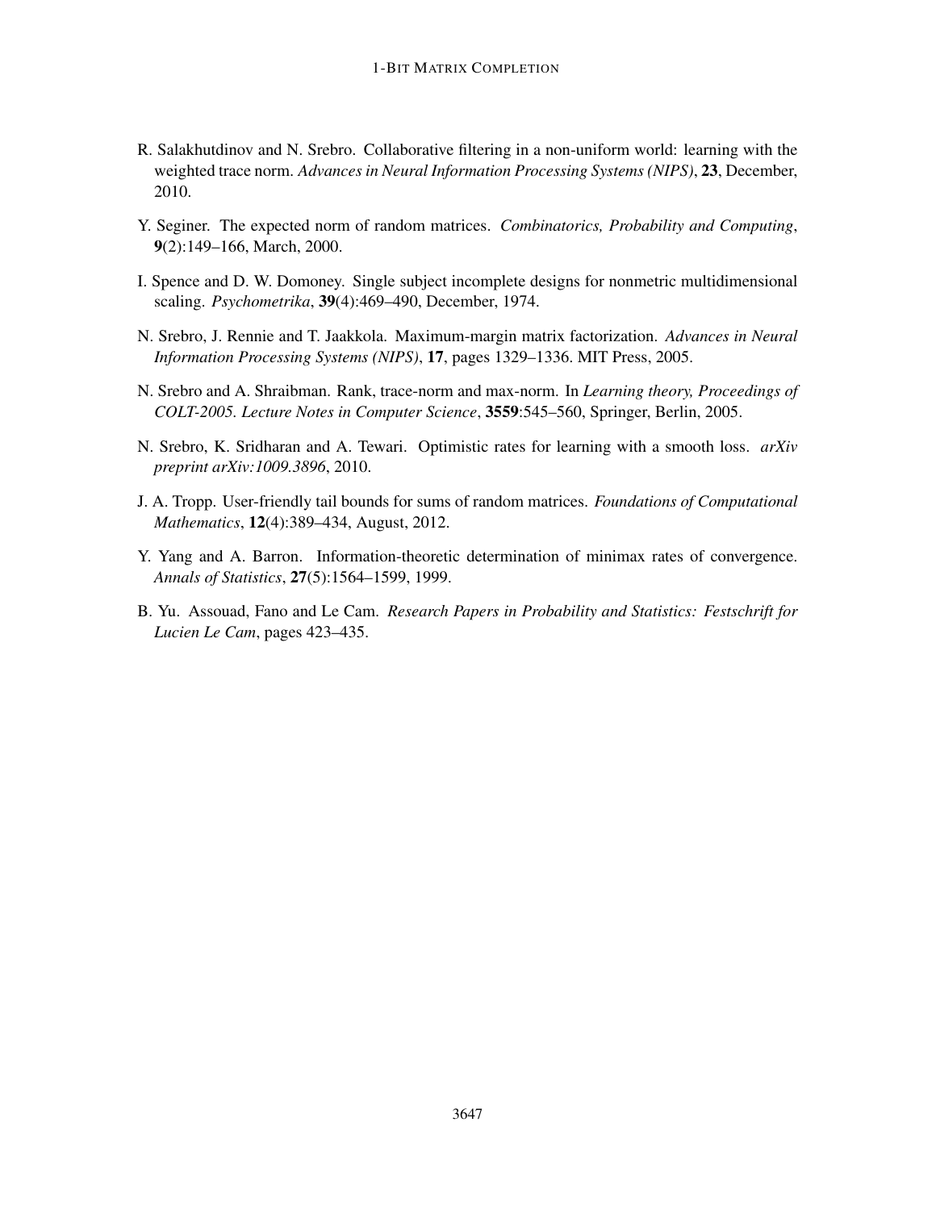R. Salakhutdinov and N. Srebro. Collaborative filtering in a non-uniform world: learning with the weighted trace norm. *Advances in Neural Information Processing Systems (NIPS)*, **23**, December, 2010.

Y. Seginer. The expected norm of random matrices. *Combinatorics, Probability and Computing*, **9**(2):149–166, March, 2000.

I. Spence and D. W. Domoney. Single subject incomplete designs for nonmetric multidimensional scaling. *Psychometrika*, **39**(4):469–490, December, 1974.

N. Srebro, J. Rennie and T. Jaakkola. Maximum-margin matrix factorization. *Advances in Neural Information Processing Systems (NIPS)*, **17**, pages 1329–1336. MIT Press, 2005.

N. Srebro and A. Shraibman. Rank, trace-norm and max-norm. In *Learning theory, Proceedings of COLT-2005. Lecture Notes in Computer Science*, **3559**:545–560, Springer, Berlin, 2005.

N. Srebro, K. Sridharan and A. Tewari. Optimistic rates for learning with a smooth loss. *arXiv preprint arXiv:1009.3896*, 2010.

J. A. Tropp. User-friendly tail bounds for sums of random matrices. *Foundations of Computational Mathematics*, **12**(4):389–434, August, 2012.

Y. Yang and A. Barron. Information-theoretic determination of minimax rates of convergence. *Annals of Statistics*, **27**(5):1564–1599, 1999.

B. Yu. Assouad, Fano and Le Cam. *Research Papers in Probability and Statistics: Festschrift for Lucien Le Cam*, pages 423–435.